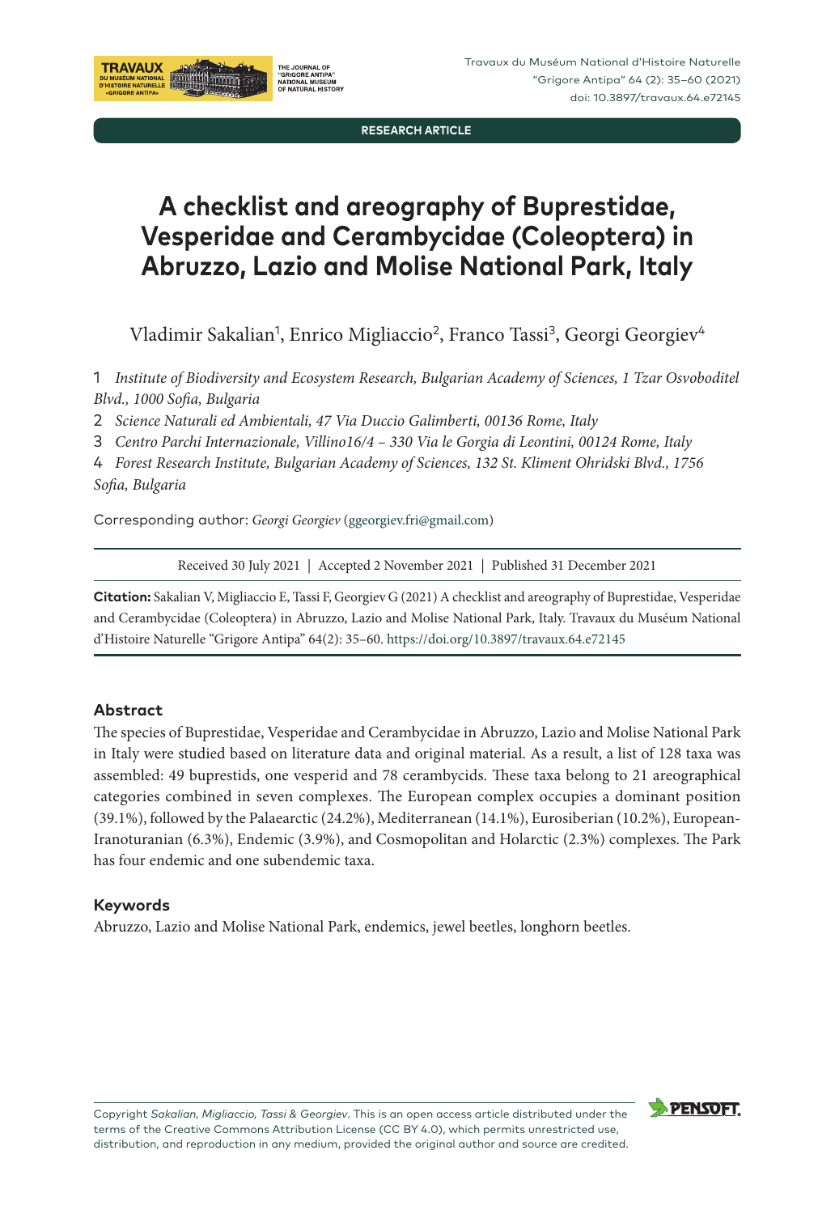RESEARCH ARTICLE

# A checklist and areography of Buprestidae, Vesperidae and Cerambycidae (Coleoptera) in Abruzzo, Lazio and Molise National Park, Italy

Vladimir Sakalian[1], Enrico Migliaccio[2], Franco Tassi[3], Georgi Georgiev[4]

1 *Institute of Biodiversity and Ecosystem Research, Bulgarian Academy of Sciences, 1 Tzar Osvoboditel Blvd., 1000 Sofia, Bulgaria*

2 *Science Naturali ed Ambientali, 47 Via Duccio Galimberti, 00136 Rome, Italy*

3 *Centro Parchi Internazionale, Villino16/4 – 330 Via le Gorgia di Leontini, 00124 Rome, Italy*

4 *Forest Research Institute, Bulgarian Academy of Sciences, 132 St. Kliment Ohridski Blvd., 1756 Sofia, Bulgaria*

Corresponding author: *Georgi Georgiev* (ggeorgiev.fri@gmail.com)

Received 30 July 2021 | Accepted 2 November 2021 | Published 31 December 2021

**Citation:** Sakalian V, Migliaccio E, Tassi F, Georgiev G (2021) A checklist and areography of Buprestidae, Vesperidae and Cerambycidae (Coleoptera) in Abruzzo, Lazio and Molise National Park, Italy. Travaux du Muséum National d'Histoire Naturelle "Grigore Antipa" 64(2): 35–60. https://doi.org/10.3897/travaux.64.e72145

## Abstract

The species of Buprestidae, Vesperidae and Cerambycidae in Abruzzo, Lazio and Molise National Park in Italy were studied based on literature data and original material. As a result, a list of 128 taxa was assembled: 49 buprestids, one vesperid and 78 cerambycids. These taxa belong to 21 areographical categories combined in seven complexes. The European complex occupies a dominant position (39.1%), followed by the Palaearctic (24.2%), Mediterranean (14.1%), Eurosiberian (10.2%), European-Iranoturanian (6.3%), Endemic (3.9%), and Cosmopolitan and Holarctic (2.3%) complexes. The Park has four endemic and one subendemic taxa.

## Keywords

Abruzzo, Lazio and Molise National Park, endemics, jewel beetles, longhorn beetles.

Copyright *Sakalian, Migliaccio, Tassi & Georgiev*. This is an open access article distributed under the terms of the Creative Commons Attribution License (CC BY 4.0), which permits unrestricted use, distribution, and reproduction in any medium, provided the original author and source are credited.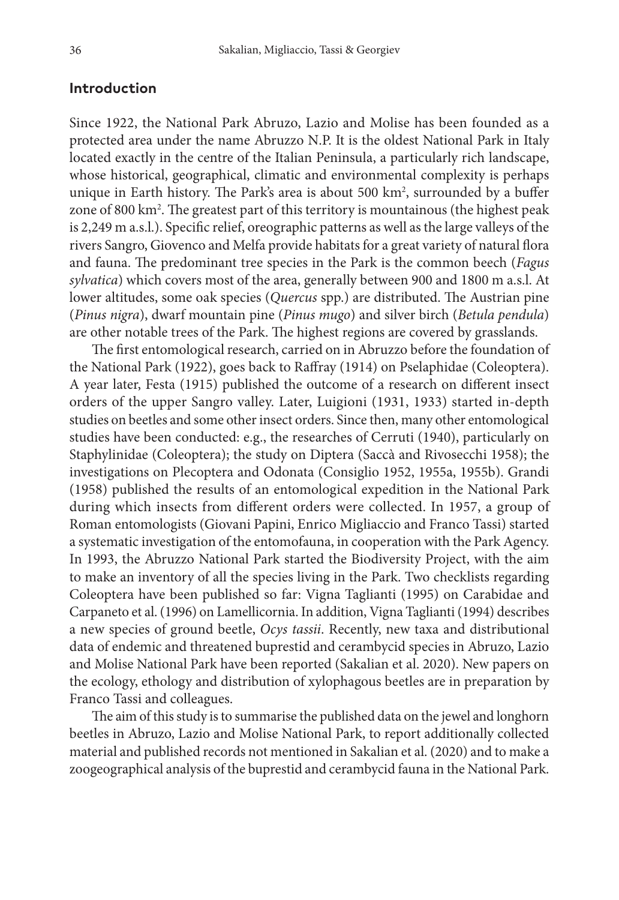## Introduction

Since 1922, the National Park Abruzo, Lazio and Molise has been founded as a protected area under the name Abruzzo N.P. It is the oldest National Park in Italy located exactly in the centre of the Italian Peninsula, a particularly rich landscape, whose historical, geographical, climatic and environmental complexity is perhaps unique in Earth history. The Park's area is about 500 km$^2$, surrounded by a buffer zone of 800 km$^2$. The greatest part of this territory is mountainous (the highest peak is 2,249 m a.s.l.). Specific relief, oreographic patterns as well as the large valleys of the rivers Sangro, Giovenco and Melfa provide habitats for a great variety of natural flora and fauna. The predominant tree species in the Park is the common beech (*Fagus sylvatica*) which covers most of the area, generally between 900 and 1800 m a.s.l. At lower altitudes, some oak species (*Quercus* spp.) are distributed. The Austrian pine (*Pinus nigra*), dwarf mountain pine (*Pinus mugo*) and silver birch (*Betula pendula*) are other notable trees of the Park. The highest regions are covered by grasslands.

The first entomological research, carried on in Abruzzo before the foundation of the National Park (1922), goes back to Raffray (1914) on Pselaphidae (Coleoptera). A year later, Festa (1915) published the outcome of a research on different insect orders of the upper Sangro valley. Later, Luigioni (1931, 1933) started in-depth studies on beetles and some other insect orders. Since then, many other entomological studies have been conducted: e.g., the researches of Cerruti (1940), particularly on Staphylinidae (Coleoptera); the study on Diptera (Saccà and Rivosecchi 1958); the investigations on Plecoptera and Odonata (Consiglio 1952, 1955a, 1955b). Grandi (1958) published the results of an entomological expedition in the National Park during which insects from different orders were collected. In 1957, a group of Roman entomologists (Giovani Papini, Enrico Migliaccio and Franco Tassi) started a systematic investigation of the entomofauna, in cooperation with the Park Agency. In 1993, the Abruzzo National Park started the Biodiversity Project, with the aim to make an inventory of all the species living in the Park. Two checklists regarding Coleoptera have been published so far: Vigna Taglianti (1995) on Carabidae and Carpaneto et al. (1996) on Lamellicornia. In addition, Vigna Taglianti (1994) describes a new species of ground beetle, *Ocys tassii*. Recently, new taxa and distributional data of endemic and threatened buprestid and cerambycid species in Abruzo, Lazio and Molise National Park have been reported (Sakalian et al. 2020). New papers on the ecology, ethology and distribution of xylophagous beetles are in preparation by Franco Tassi and colleagues.

The aim of this study is to summarise the published data on the jewel and longhorn beetles in Abruzo, Lazio and Molise National Park, to report additionally collected material and published records not mentioned in Sakalian et al. (2020) and to make a zoogeographical analysis of the buprestid and cerambycid fauna in the National Park.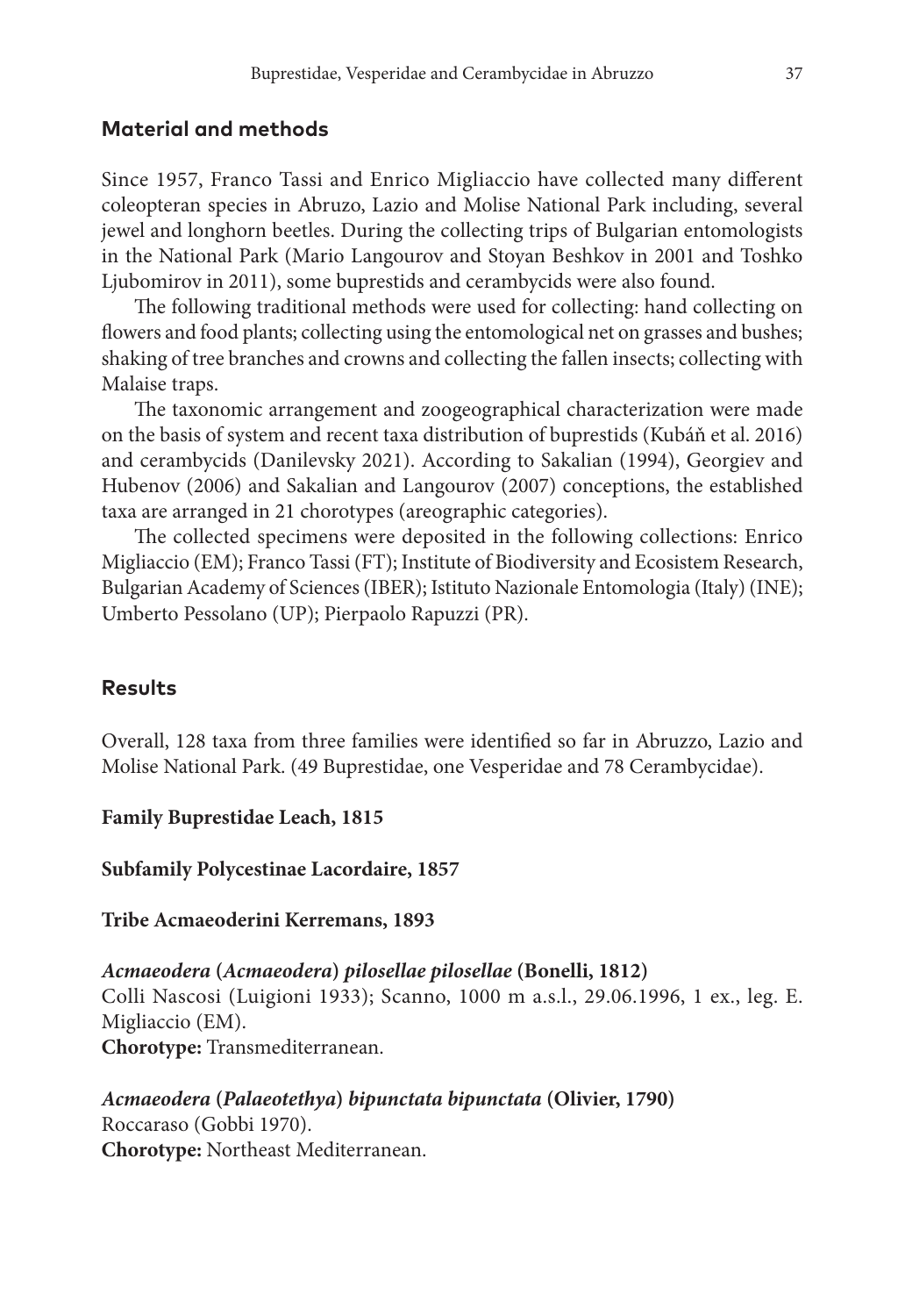## Material and methods

Since 1957, Franco Tassi and Enrico Migliaccio have collected many different coleopteran species in Abruzo, Lazio and Molise National Park including, several jewel and longhorn beetles. During the collecting trips of Bulgarian entomologists in the National Park (Mario Langourov and Stoyan Beshkov in 2001 and Toshko Ljubomirov in 2011), some buprestids and cerambycids were also found.

The following traditional methods were used for collecting: hand collecting on flowers and food plants; collecting using the entomological net on grasses and bushes; shaking of tree branches and crowns and collecting the fallen insects; collecting with Malaise traps.

The taxonomic arrangement and zoogeographical characterization were made on the basis of system and recent taxa distribution of buprestids (Kubáň et al. 2016) and cerambycids (Danilevsky 2021). According to Sakalian (1994), Georgiev and Hubenov (2006) and Sakalian and Langourov (2007) conceptions, the established taxa are arranged in 21 chorotypes (areographic categories).

The collected specimens were deposited in the following collections: Enrico Migliaccio (EM); Franco Tassi (FT); Institute of Biodiversity and Ecosistem Research, Bulgarian Academy of Sciences (IBER); Istituto Nazionale Entomologia (Italy) (INE); Umberto Pessolano (UP); Pierpaolo Rapuzzi (PR).

## Results

Overall, 128 taxa from three families were identified so far in Abruzzo, Lazio and Molise National Park. (49 Buprestidae, one Vesperidae and 78 Cerambycidae).

**Family Buprestidae Leach, 1815**

**Subfamily Polycestinae Lacordaire, 1857**

**Tribe Acmaeoderini Kerremans, 1893**

***Acmaeodera* (*Acmaeodera*) *pilosellae pilosellae* (Bonelli, 1812)**
Colli Nascosi (Luigioni 1933); Scanno, 1000 m a.s.l., 29.06.1996, 1 ex., leg. E. Migliaccio (EM).
**Chorotype:** Transmediterranean.

***Acmaeodera* (*Palaeotethya*) *bipunctata bipunctata* (Olivier, 1790)**
Roccaraso (Gobbi 1970).
**Chorotype:** Northeast Mediterranean.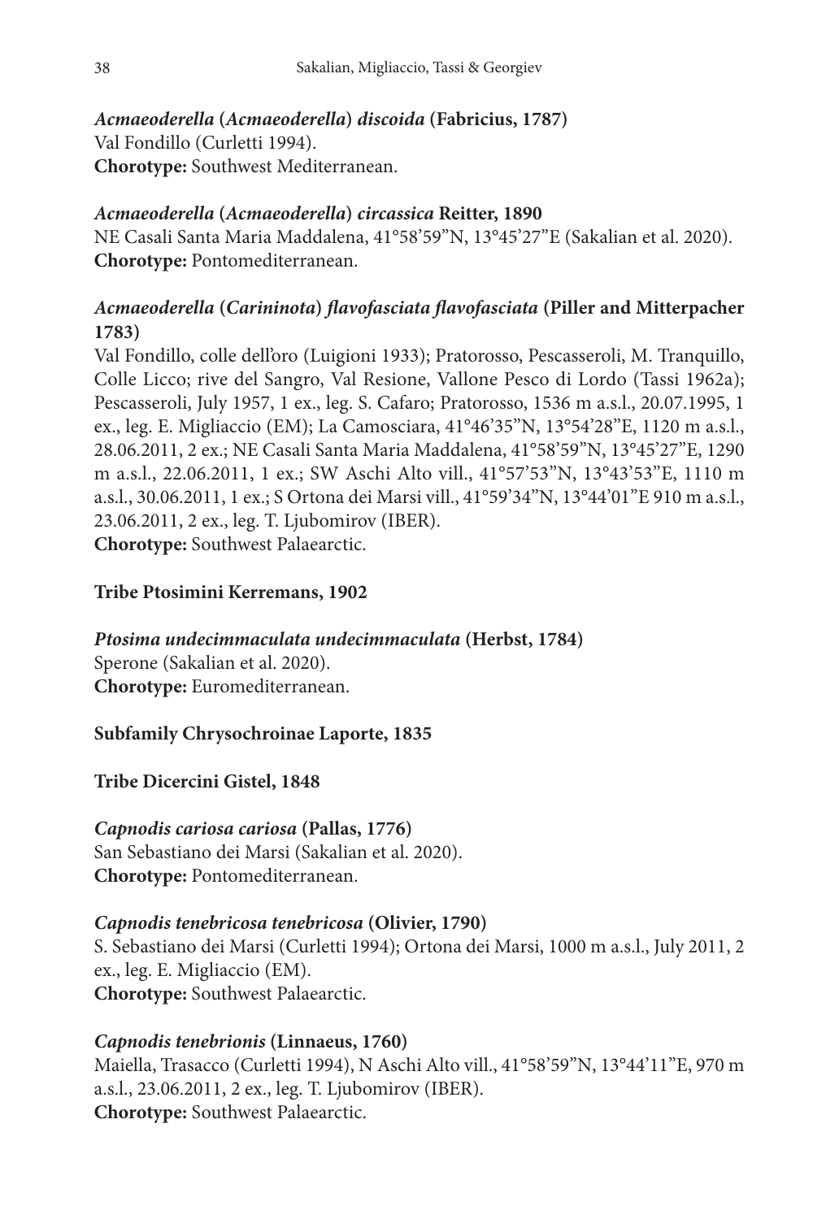***Acmaeoderella* (*Acmaeoderella*) *discoida* (Fabricius, 1787)**
Val Fondillo (Curletti 1994).
**Chorotype:** Southwest Mediterranean.

***Acmaeoderella* (*Acmaeoderella*) *circassica* Reitter, 1890**
NE Casali Santa Maria Maddalena, 41°58'59"N, 13°45'27"E (Sakalian et al. 2020).
**Chorotype:** Pontomediterranean.

***Acmaeoderella* (*Carininota*) *flavofasciata flavofasciata* (Piller and Mitterpacher 1783)**
Val Fondillo, colle dell'oro (Luigioni 1933); Pratorosso, Pescasseroli, M. Tranquillo, Colle Licco; rive del Sangro, Val Resione, Vallone Pesco di Lordo (Tassi 1962a); Pescasseroli, July 1957, 1 ex., leg. S. Cafaro; Pratorosso, 1536 m a.s.l., 20.07.1995, 1 ex., leg. E. Migliaccio (EM); La Camosciara, 41°46'35"N, 13°54'28"E, 1120 m a.s.l., 28.06.2011, 2 ex.; NE Casali Santa Maria Maddalena, 41°58'59"N, 13°45'27"E, 1290 m a.s.l., 22.06.2011, 1 ex.; SW Aschi Alto vill., 41°57'53"N, 13°43'53"E, 1110 m a.s.l., 30.06.2011, 1 ex.; S Ortona dei Marsi vill., 41°59'34"N, 13°44'01"E 910 m a.s.l., 23.06.2011, 2 ex., leg. T. Ljubomirov (IBER).
**Chorotype:** Southwest Palaearctic.

**Tribe Ptosimini Kerremans, 1902**

***Ptosima undecimmaculata undecimmaculata* (Herbst, 1784)**
Sperone (Sakalian et al. 2020).
**Chorotype:** Euromediterranean.

**Subfamily Chrysochroinae Laporte, 1835**

**Tribe Dicercini Gistel, 1848**

***Capnodis cariosa cariosa* (Pallas, 1776)**
San Sebastiano dei Marsi (Sakalian et al. 2020).
**Chorotype:** Pontomediterranean.

***Capnodis tenebricosa tenebricosa* (Olivier, 1790)**
S. Sebastiano dei Marsi (Curletti 1994); Ortona dei Marsi, 1000 m a.s.l., July 2011, 2 ex., leg. E. Migliaccio (EM).
**Chorotype:** Southwest Palaearctic.

***Capnodis tenebrionis* (Linnaeus, 1760)**
Maiella, Trasacco (Curletti 1994), N Aschi Alto vill., 41°58'59"N, 13°44'11"E, 970 m a.s.l., 23.06.2011, 2 ex., leg. T. Ljubomirov (IBER).
**Chorotype:** Southwest Palaearctic.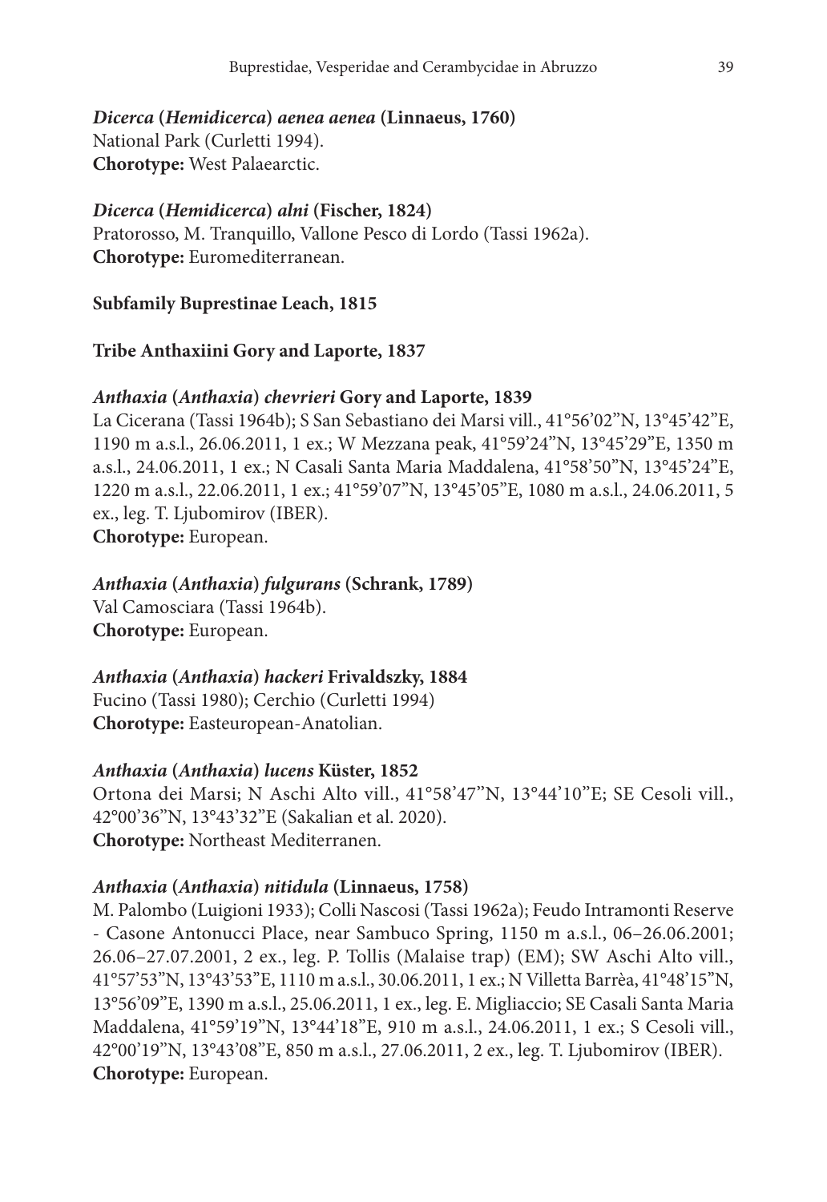***Dicerca* (*Hemidicerca*) *aenea aenea* (Linnaeus, 1760)**
National Park (Curletti 1994).
**Chorotype:** West Palaearctic.

***Dicerca* (*Hemidicerca*) *alni* (Fischer, 1824)**
Pratorosso, M. Tranquillo, Vallone Pesco di Lordo (Tassi 1962a).
**Chorotype:** Euromediterranean.

**Subfamily Buprestinae Leach, 1815**

**Tribe Anthaxiini Gory and Laporte, 1837**

***Anthaxia* (*Anthaxia*) *chevrieri* Gory and Laporte, 1839**
La Cicerana (Tassi 1964b); S San Sebastiano dei Marsi vill., 41°56'02"N, 13°45'42"E, 1190 m a.s.l., 26.06.2011, 1 ex.; W Mezzana peak, 41°59'24"N, 13°45'29"E, 1350 m a.s.l., 24.06.2011, 1 ex.; N Casali Santa Maria Maddalena, 41°58'50"N, 13°45'24"E, 1220 m a.s.l., 22.06.2011, 1 ex.; 41°59'07"N, 13°45'05"E, 1080 m a.s.l., 24.06.2011, 5 ex., leg. T. Ljubomirov (IBER).
**Chorotype:** European.

***Anthaxia* (*Anthaxia*) *fulgurans* (Schrank, 1789)**
Val Camosciara (Tassi 1964b).
**Chorotype:** European.

***Anthaxia* (*Anthaxia*) *hackeri* Frivaldszky, 1884**
Fucino (Tassi 1980); Cerchio (Curletti 1994)
**Chorotype:** Easteuropean-Anatolian.

***Anthaxia* (*Anthaxia*) *lucens* Küster, 1852**
Ortona dei Marsi; N Aschi Alto vill., 41°58'47"N, 13°44'10"E; SE Cesoli vill., 42°00'36"N, 13°43'32"E (Sakalian et al. 2020).
**Chorotype:** Northeast Mediterranen.

***Anthaxia* (*Anthaxia*) *nitidula* (Linnaeus, 1758)**
M. Palombo (Luigioni 1933); Colli Nascosi (Tassi 1962a); Feudo Intramonti Reserve - Casone Antonucci Place, near Sambuco Spring, 1150 m a.s.l., 06–26.06.2001; 26.06–27.07.2001, 2 ex., leg. P. Tollis (Malaise trap) (EM); SW Aschi Alto vill., 41°57'53"N, 13°43'53"E, 1110 m a.s.l., 30.06.2011, 1 ex.; N Villetta Barrèa, 41°48'15"N, 13°56'09"E, 1390 m a.s.l., 25.06.2011, 1 ex., leg. E. Migliaccio; SE Casali Santa Maria Maddalena, 41°59'19"N, 13°44'18"E, 910 m a.s.l., 24.06.2011, 1 ex.; S Cesoli vill., 42°00'19"N, 13°43'08"E, 850 m a.s.l., 27.06.2011, 2 ex., leg. T. Ljubomirov (IBER).
**Chorotype:** European.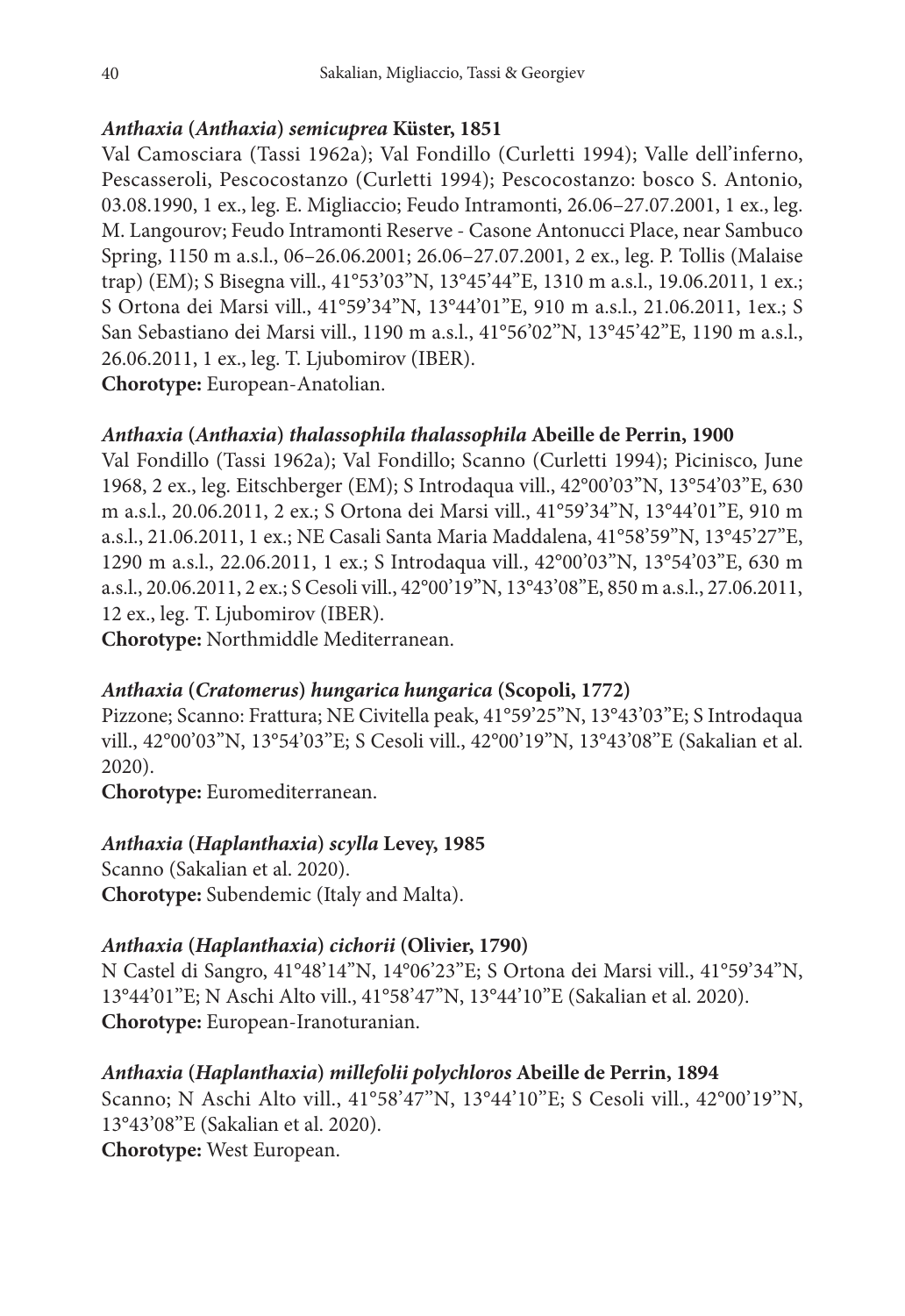### *Anthaxia* (*Anthaxia*) *semicuprea* Küster, 1851

Val Camosciara (Tassi 1962a); Val Fondillo (Curletti 1994); Valle dell'inferno, Pescasseroli, Pescocostanzo (Curletti 1994); Pescocostanzo: bosco S. Antonio, 03.08.1990, 1 ex., leg. E. Migliaccio; Feudo Intramonti, 26.06–27.07.2001, 1 ex., leg. M. Langourov; Feudo Intramonti Reserve - Casone Antonucci Place, near Sambuco Spring, 1150 m a.s.l., 06–26.06.2001; 26.06–27.07.2001, 2 ex., leg. P. Tollis (Malaise trap) (EM); S Bisegna vill., 41°53'03"N, 13°45'44"E, 1310 m a.s.l., 19.06.2011, 1 ex.; S Ortona dei Marsi vill., 41°59'34"N, 13°44'01"E, 910 m a.s.l., 21.06.2011, 1ex.; S San Sebastiano dei Marsi vill., 1190 m a.s.l., 41°56'02"N, 13°45'42"E, 1190 m a.s.l., 26.06.2011, 1 ex., leg. T. Ljubomirov (IBER).

**Chorotype:** European-Anatolian.

### *Anthaxia* (*Anthaxia*) *thalassophila thalassophila* Abeille de Perrin, 1900

Val Fondillo (Tassi 1962a); Val Fondillo; Scanno (Curletti 1994); Picinisco, June 1968, 2 ex., leg. Eitschberger (EM); S Introdaqua vill., 42°00'03"N, 13°54'03"E, 630 m a.s.l., 20.06.2011, 2 ex.; S Ortona dei Marsi vill., 41°59'34"N, 13°44'01"E, 910 m a.s.l., 21.06.2011, 1 ex.; NE Casali Santa Maria Maddalena, 41°58'59"N, 13°45'27"E, 1290 m a.s.l., 22.06.2011, 1 ex.; S Introdaqua vill., 42°00'03"N, 13°54'03"E, 630 m a.s.l., 20.06.2011, 2 ex.; S Cesoli vill., 42°00'19"N, 13°43'08"E, 850 m a.s.l., 27.06.2011, 12 ex., leg. T. Ljubomirov (IBER).

**Chorotype:** Northmiddle Mediterranean.

### *Anthaxia* (*Cratomerus*) *hungarica hungarica* (Scopoli, 1772)

Pizzone; Scanno: Frattura; NE Civitella peak, 41°59'25"N, 13°43'03"E; S Introdaqua vill., 42°00'03"N, 13°54'03"E; S Cesoli vill., 42°00'19"N, 13°43'08"E (Sakalian et al. 2020).

**Chorotype:** Euromediterranean.

### *Anthaxia* (*Haplanthaxia*) *scylla* Levey, 1985

Scanno (Sakalian et al. 2020).

**Chorotype:** Subendemic (Italy and Malta).

### *Anthaxia* (*Haplanthaxia*) *cichorii* (Olivier, 1790)

N Castel di Sangro, 41°48'14"N, 14°06'23"E; S Ortona dei Marsi vill., 41°59'34"N, 13°44'01"E; N Aschi Alto vill., 41°58'47"N, 13°44'10"E (Sakalian et al. 2020).

**Chorotype:** European-Iranoturanian.

### *Anthaxia* (*Haplanthaxia*) *millefolii polychloros* Abeille de Perrin, 1894

Scanno; N Aschi Alto vill., 41°58'47"N, 13°44'10"E; S Cesoli vill., 42°00'19"N, 13°43'08"E (Sakalian et al. 2020).

**Chorotype:** West European.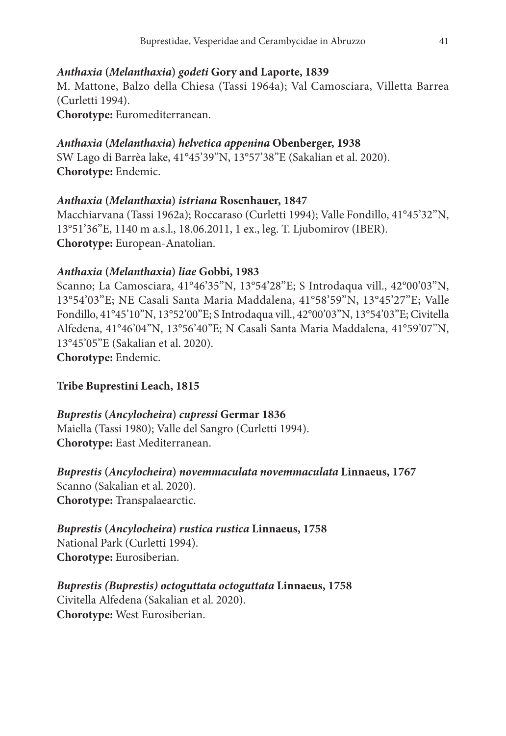***Anthaxia* (*Melanthaxia*) *godeti* Gory and Laporte, 1839**

M. Mattone, Balzo della Chiesa (Tassi 1964a); Val Camosciara, Villetta Barrea (Curletti 1994).

**Chorotype:** Euromediterranean.

***Anthaxia* (*Melanthaxia*) *helvetica appenina* Obenberger, 1938**

SW Lago di Barrèa lake, 41°45'39"N, 13°57'38"E (Sakalian et al. 2020).

**Chorotype:** Endemic.

***Anthaxia* (*Melanthaxia*) *istriana* Rosenhauer, 1847**

Macchiarvana (Tassi 1962a); Roccaraso (Curletti 1994); Valle Fondillo, 41°45'32"N, 13°51'36"E, 1140 m a.s.l., 18.06.2011, 1 ex., leg. T. Ljubomirov (IBER).

**Chorotype:** European-Anatolian.

***Anthaxia* (*Melanthaxia*) *liae* Gobbi, 1983**

Scanno; La Camosciara, 41°46'35"N, 13°54'28"E; S Introdaqua vill., 42°00'03"N, 13°54'03"E; NE Casali Santa Maria Maddalena, 41°58'59"N, 13°45'27"E; Valle Fondillo, 41°45'10"N, 13°52'00"E; S Introdaqua vill., 42°00'03"N, 13°54'03"E; Civitella Alfedena, 41°46'04"N, 13°56'40"E; N Casali Santa Maria Maddalena, 41°59'07"N, 13°45'05"E (Sakalian et al. 2020).

**Chorotype:** Endemic.

**Tribe Buprestini Leach, 1815**

***Buprestis* (*Ancylocheira*) *cupressi* Germar 1836**

Maiella (Tassi 1980); Valle del Sangro (Curletti 1994).

**Chorotype:** East Mediterranean.

***Buprestis* (*Ancylocheira*) *novemmaculata novemmaculata* Linnaeus, 1767**

Scanno (Sakalian et al. 2020).

**Chorotype:** Transpalaearctic.

***Buprestis* (*Ancylocheira*) *rustica rustica* Linnaeus, 1758**

National Park (Curletti 1994).

**Chorotype:** Eurosiberian.

***Buprestis (Buprestis) octoguttata octoguttata* Linnaeus, 1758**

Civitella Alfedena (Sakalian et al. 2020).

**Chorotype:** West Eurosiberian.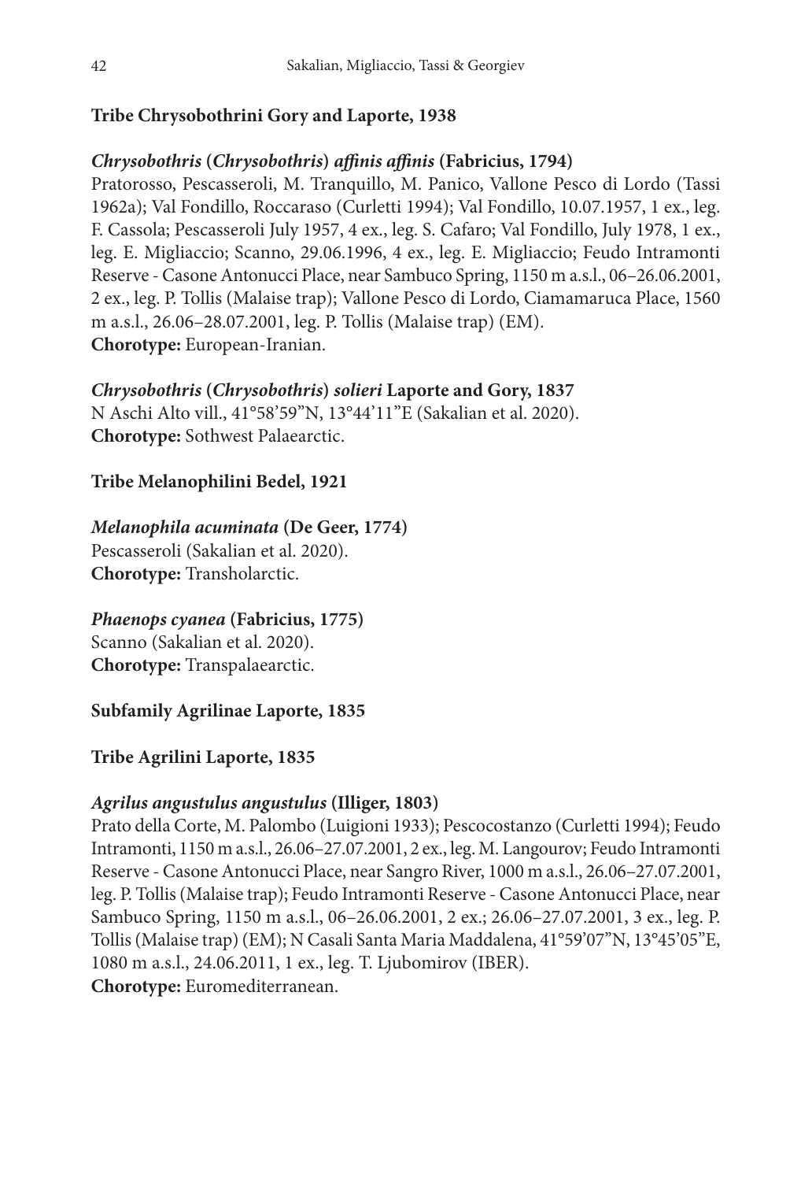**Tribe Chrysobothrini Gory and Laporte, 1938**

***Chrysobothris* (*Chrysobothris*) *affinis affinis* (Fabricius, 1794)**
Pratorosso, Pescasseroli, M. Tranquillo, M. Panico, Vallone Pesco di Lordo (Tassi 1962a); Val Fondillo, Roccaraso (Curletti 1994); Val Fondillo, 10.07.1957, 1 ex., leg. F. Cassola; Pescasseroli July 1957, 4 ex., leg. S. Cafaro; Val Fondillo, July 1978, 1 ex., leg. E. Migliaccio; Scanno, 29.06.1996, 4 ex., leg. E. Migliaccio; Feudo Intramonti Reserve - Casone Antonucci Place, near Sambuco Spring, 1150 m a.s.l., 06–26.06.2001, 2 ex., leg. P. Tollis (Malaise trap); Vallone Pesco di Lordo, Ciamamaruca Place, 1560 m a.s.l., 26.06–28.07.2001, leg. P. Tollis (Malaise trap) (EM).
**Chorotype:** European-Iranian.

***Chrysobothris* (*Chrysobothris*) *solieri* Laporte and Gory, 1837**
N Aschi Alto vill., 41°58'59"N, 13°44'11"E (Sakalian et al. 2020).
**Chorotype:** Sothwest Palaearctic.

**Tribe Melanophilini Bedel, 1921**

***Melanophila acuminata* (De Geer, 1774)**
Pescasseroli (Sakalian et al. 2020).
**Chorotype:** Transholarctic.

***Phaenops cyanea* (Fabricius, 1775)**
Scanno (Sakalian et al. 2020).
**Chorotype:** Transpalaearctic.

**Subfamily Agrilinae Laporte, 1835**

**Tribe Agrilini Laporte, 1835**

***Agrilus angustulus angustulus* (Illiger, 1803)**
Prato della Corte, M. Palombo (Luigioni 1933); Pescocostanzo (Curletti 1994); Feudo Intramonti, 1150 m a.s.l., 26.06–27.07.2001, 2 ex., leg. M. Langourov; Feudo Intramonti Reserve - Casone Antonucci Place, near Sangro River, 1000 m a.s.l., 26.06–27.07.2001, leg. P. Tollis (Malaise trap); Feudo Intramonti Reserve - Casone Antonucci Place, near Sambuco Spring, 1150 m a.s.l., 06–26.06.2001, 2 ex.; 26.06–27.07.2001, 3 ex., leg. P. Tollis (Malaise trap) (EM); N Casali Santa Maria Maddalena, 41°59'07"N, 13°45'05"E, 1080 m a.s.l., 24.06.2011, 1 ex., leg. T. Ljubomirov (IBER).
**Chorotype:** Euromediterranean.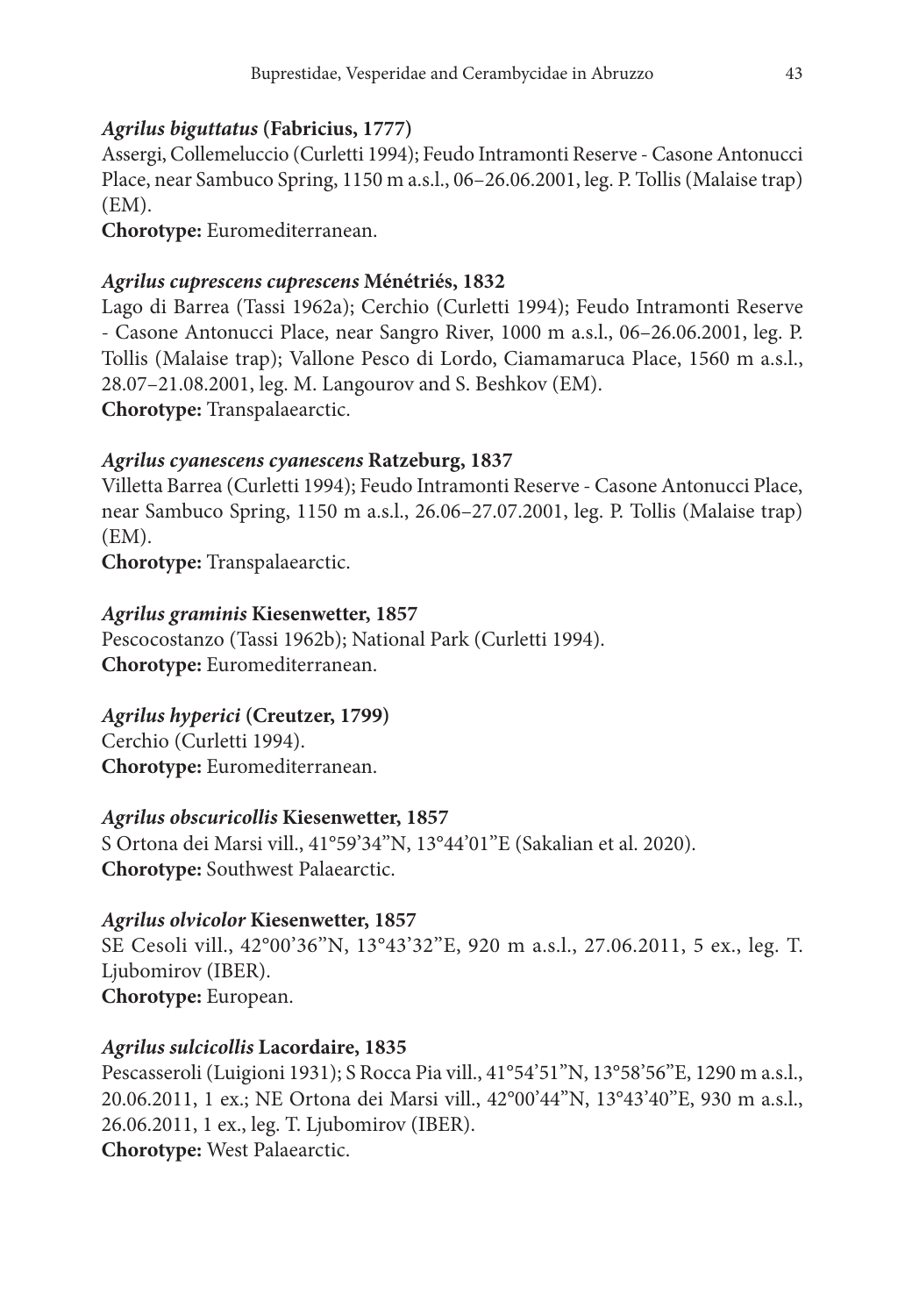**_Agrilus biguttatus_ (Fabricius, 1777)**
Assergi, Collemeluccio (Curletti 1994); Feudo Intramonti Reserve - Casone Antonucci Place, near Sambuco Spring, 1150 m a.s.l., 06–26.06.2001, leg. P. Tollis (Malaise trap) (EM).
**Chorotype:** Euromediterranean.

**_Agrilus cuprescens cuprescens_ Ménétriés, 1832**
Lago di Barrea (Tassi 1962a); Cerchio (Curletti 1994); Feudo Intramonti Reserve - Casone Antonucci Place, near Sangro River, 1000 m a.s.l., 06–26.06.2001, leg. P. Tollis (Malaise trap); Vallone Pesco di Lordo, Ciamamaruca Place, 1560 m a.s.l., 28.07–21.08.2001, leg. M. Langourov and S. Beshkov (EM).
**Chorotype:** Transpalaearctic.

**_Agrilus cyanescens cyanescens_ Ratzeburg, 1837**
Villetta Barrea (Curletti 1994); Feudo Intramonti Reserve - Casone Antonucci Place, near Sambuco Spring, 1150 m a.s.l., 26.06–27.07.2001, leg. P. Tollis (Malaise trap) (EM).
**Chorotype:** Transpalaearctic.

**_Agrilus graminis_ Kiesenwetter, 1857**
Pescocostanzo (Tassi 1962b); National Park (Curletti 1994).
**Chorotype:** Euromediterranean.

**_Agrilus hyperici_ (Creutzer, 1799)**
Cerchio (Curletti 1994).
**Chorotype:** Euromediterranean.

**_Agrilus obscuricollis_ Kiesenwetter, 1857**
S Ortona dei Marsi vill., 41°59'34"N, 13°44'01"E (Sakalian et al. 2020).
**Chorotype:** Southwest Palaearctic.

**_Agrilus olvicolor_ Kiesenwetter, 1857**
SE Cesoli vill., 42°00'36"N, 13°43'32"E, 920 m a.s.l., 27.06.2011, 5 ex., leg. T. Ljubomirov (IBER).
**Chorotype:** European.

**_Agrilus sulcicollis_ Lacordaire, 1835**
Pescasseroli (Luigioni 1931); S Rocca Pia vill., 41°54'51"N, 13°58'56"E, 1290 m a.s.l., 20.06.2011, 1 ex.; NE Ortona dei Marsi vill., 42°00'44"N, 13°43'40"E, 930 m a.s.l., 26.06.2011, 1 ex., leg. T. Ljubomirov (IBER).
**Chorotype:** West Palaearctic.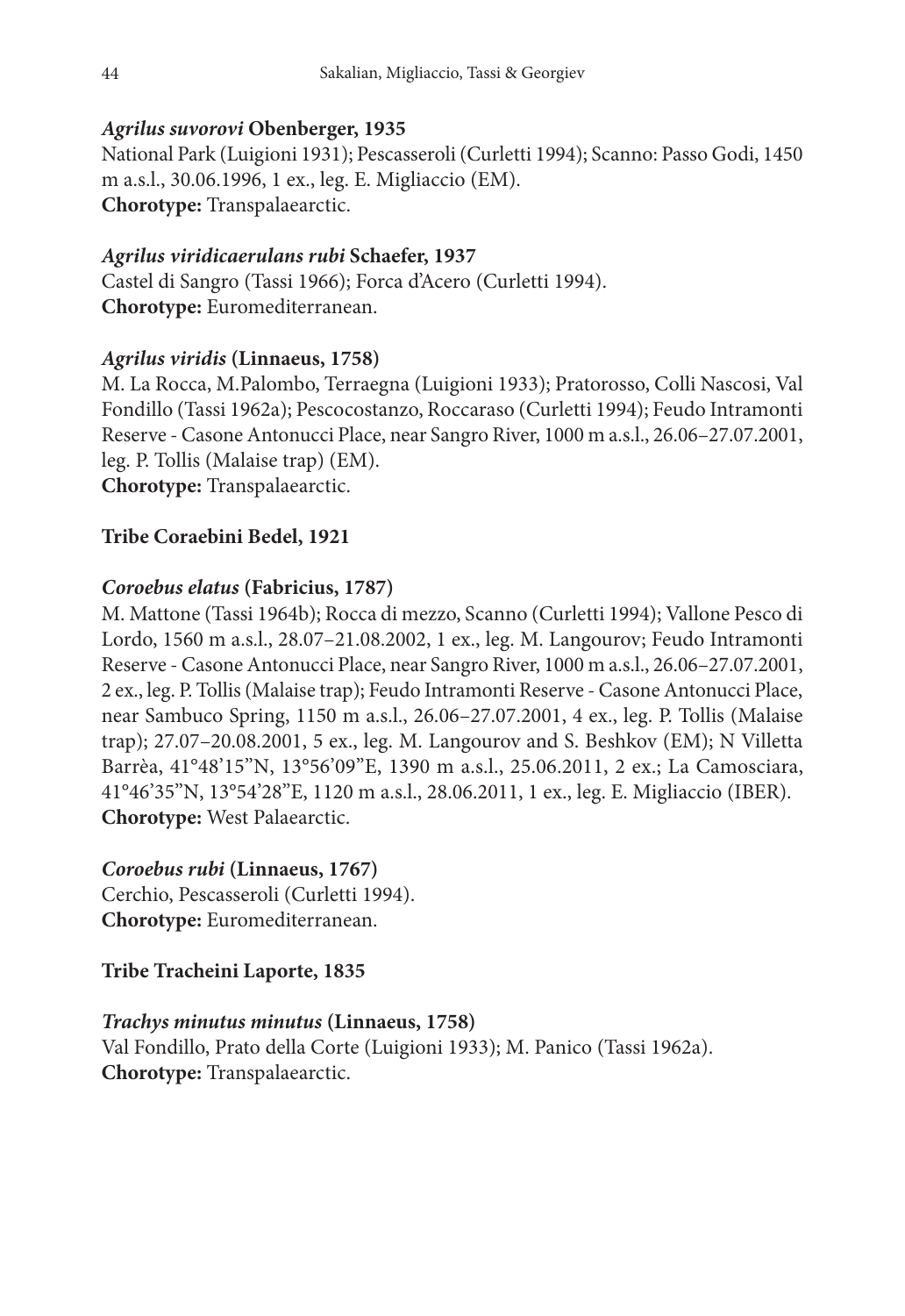***Agrilus suvorovi* Obenberger, 1935**
National Park (Luigioni 1931); Pescasseroli (Curletti 1994); Scanno: Passo Godi, 1450 m a.s.l., 30.06.1996, 1 ex., leg. E. Migliaccio (EM).
**Chorotype:** Transpalaearctic.

***Agrilus viridicaerulans rubi* Schaefer, 1937**
Castel di Sangro (Tassi 1966); Forca d'Acero (Curletti 1994).
**Chorotype:** Euromediterranean.

***Agrilus viridis* (Linnaeus, 1758)**
M. La Rocca, M.Palombo, Terraegna (Luigioni 1933); Pratorosso, Colli Nascosi, Val Fondillo (Tassi 1962a); Pescocostanzo, Roccaraso (Curletti 1994); Feudo Intramonti Reserve - Casone Antonucci Place, near Sangro River, 1000 m a.s.l., 26.06–27.07.2001, leg. P. Tollis (Malaise trap) (EM).
**Chorotype:** Transpalaearctic.

**Tribe Coraebini Bedel, 1921**

***Coroebus elatus* (Fabricius, 1787)**
M. Mattone (Tassi 1964b); Rocca di mezzo, Scanno (Curletti 1994); Vallone Pesco di Lordo, 1560 m a.s.l., 28.07–21.08.2002, 1 ex., leg. M. Langourov; Feudo Intramonti Reserve - Casone Antonucci Place, near Sangro River, 1000 m a.s.l., 26.06–27.07.2001, 2 ex., leg. P. Tollis (Malaise trap); Feudo Intramonti Reserve - Casone Antonucci Place, near Sambuco Spring, 1150 m a.s.l., 26.06–27.07.2001, 4 ex., leg. P. Tollis (Malaise trap); 27.07–20.08.2001, 5 ex., leg. M. Langourov and S. Beshkov (EM); N Villetta Barrèa, 41°48'15"N, 13°56'09"E, 1390 m a.s.l., 25.06.2011, 2 ex.; La Camosciara, 41°46'35"N, 13°54'28"E, 1120 m a.s.l., 28.06.2011, 1 ex., leg. E. Migliaccio (IBER).
**Chorotype:** West Palaearctic.

***Coroebus rubi* (Linnaeus, 1767)**
Cerchio, Pescasseroli (Curletti 1994).
**Chorotype:** Euromediterranean.

**Tribe Tracheini Laporte, 1835**

***Trachys minutus minutus* (Linnaeus, 1758)**
Val Fondillo, Prato della Corte (Luigioni 1933); M. Panico (Tassi 1962a).
**Chorotype:** Transpalaearctic.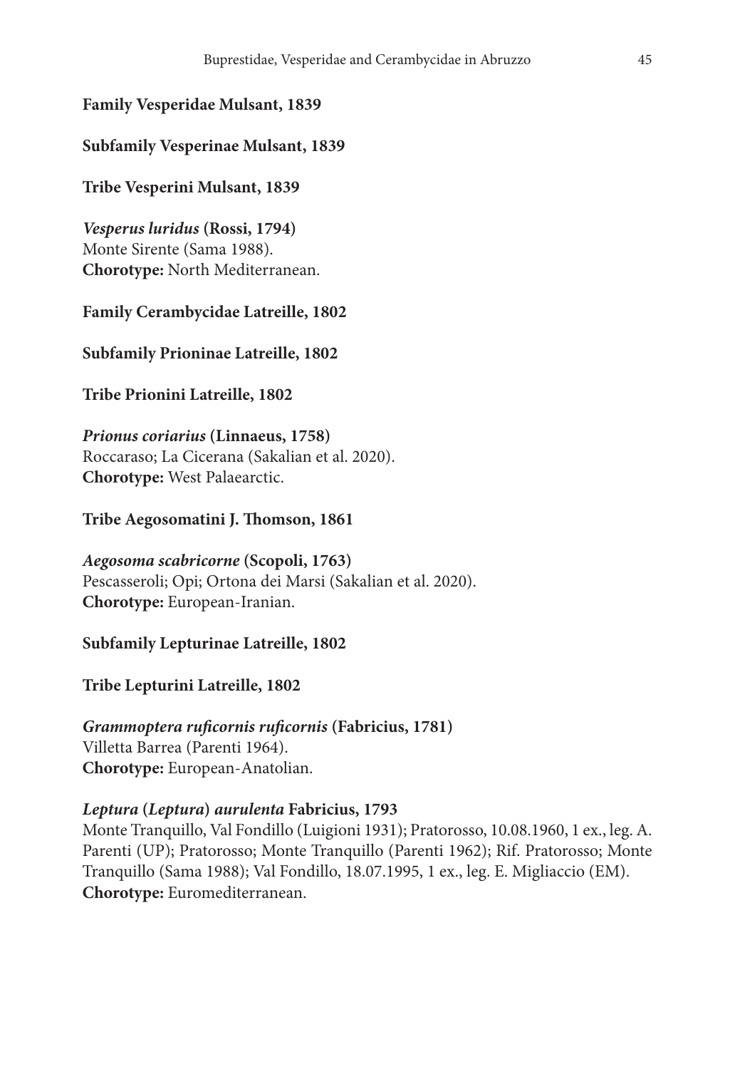**Family Vesperidae Mulsant, 1839**

**Subfamily Vesperinae Mulsant, 1839**

**Tribe Vesperini Mulsant, 1839**

***Vesperus luridus* (Rossi, 1794)**
Monte Sirente (Sama 1988).
**Chorotype:** North Mediterranean.

**Family Cerambycidae Latreille, 1802**

**Subfamily Prioninae Latreille, 1802**

**Tribe Prionini Latreille, 1802**

***Prionus coriarius* (Linnaeus, 1758)**
Roccaraso; La Cicerana (Sakalian et al. 2020).
**Chorotype:** West Palaearctic.

**Tribe Aegosomatini J. Thomson, 1861**

***Aegosoma scabricorne* (Scopoli, 1763)**
Pescasseroli; Opi; Ortona dei Marsi (Sakalian et al. 2020).
**Chorotype:** European-Iranian.

**Subfamily Lepturinae Latreille, 1802**

**Tribe Lepturini Latreille, 1802**

***Grammoptera ruficornis ruficornis* (Fabricius, 1781)**
Villetta Barrea (Parenti 1964).
**Chorotype:** European-Anatolian.

***Leptura* (*Leptura*) *aurulenta* Fabricius, 1793**
Monte Tranquillo, Val Fondillo (Luigioni 1931); Pratorosso, 10.08.1960, 1 ex., leg. A. Parenti (UP); Pratorosso; Monte Tranquillo (Parenti 1962); Rif. Pratorosso; Monte Tranquillo (Sama 1988); Val Fondillo, 18.07.1995, 1 ex., leg. E. Migliaccio (EM).
**Chorotype:** Euromediterranean.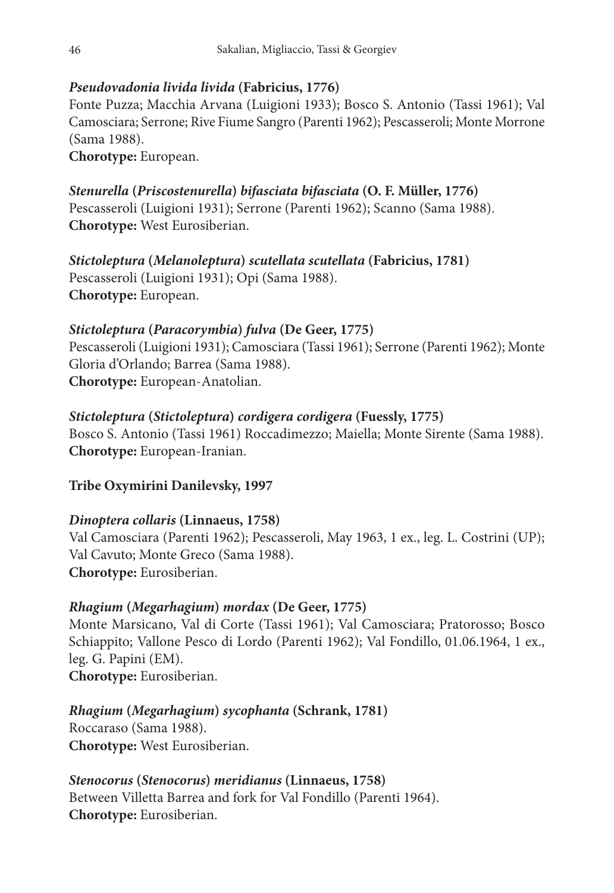***Pseudovadonia livida livida*** **(Fabricius, 1776)**
Fonte Puzza; Macchia Arvana (Luigioni 1933); Bosco S. Antonio (Tassi 1961); Val Camosciara; Serrone; Rive Fiume Sangro (Parenti 1962); Pescasseroli; Monte Morrone (Sama 1988).
**Chorotype:** European.

***Stenurella*** **(*Priscostenurella*)** ***bifasciata bifasciata*** **(O. F. Müller, 1776)**
Pescasseroli (Luigioni 1931); Serrone (Parenti 1962); Scanno (Sama 1988).
**Chorotype:** West Eurosiberian.

***Stictoleptura*** **(*Melanoleptura*)** ***scutellata scutellata*** **(Fabricius, 1781)**
Pescasseroli (Luigioni 1931); Opi (Sama 1988).
**Chorotype:** European.

***Stictoleptura*** **(*Paracorymbia*)** ***fulva*** **(De Geer, 1775)**
Pescasseroli (Luigioni 1931); Camosciara (Tassi 1961); Serrone (Parenti 1962); Monte Gloria d'Orlando; Barrea (Sama 1988).
**Chorotype:** European-Anatolian.

***Stictoleptura*** **(*Stictoleptura*)** ***cordigera cordigera*** **(Fuessly, 1775)**
Bosco S. Antonio (Tassi 1961) Roccadimezzo; Maiella; Monte Sirente (Sama 1988).
**Chorotype:** European-Iranian.

**Tribe Oxymirini Danilevsky, 1997**

***Dinoptera collaris*** **(Linnaeus, 1758)**
Val Camosciara (Parenti 1962); Pescasseroli, May 1963, 1 ex., leg. L. Costrini (UP); Val Cavuto; Monte Greco (Sama 1988).
**Chorotype:** Eurosiberian.

***Rhagium*** **(*Megarhagium*)** ***mordax*** **(De Geer, 1775)**
Monte Marsicano, Val di Corte (Tassi 1961); Val Camosciara; Pratorosso; Bosco Schiappito; Vallone Pesco di Lordo (Parenti 1962); Val Fondillo, 01.06.1964, 1 ex., leg. G. Papini (EM).
**Chorotype:** Eurosiberian.

***Rhagium*** **(*Megarhagium*)** ***sycophanta*** **(Schrank, 1781)**
Roccaraso (Sama 1988).
**Chorotype:** West Eurosiberian.

***Stenocorus*** **(*Stenocorus*)** ***meridianus*** **(Linnaeus, 1758)**
Between Villetta Barrea and fork for Val Fondillo (Parenti 1964).
**Chorotype:** Eurosiberian.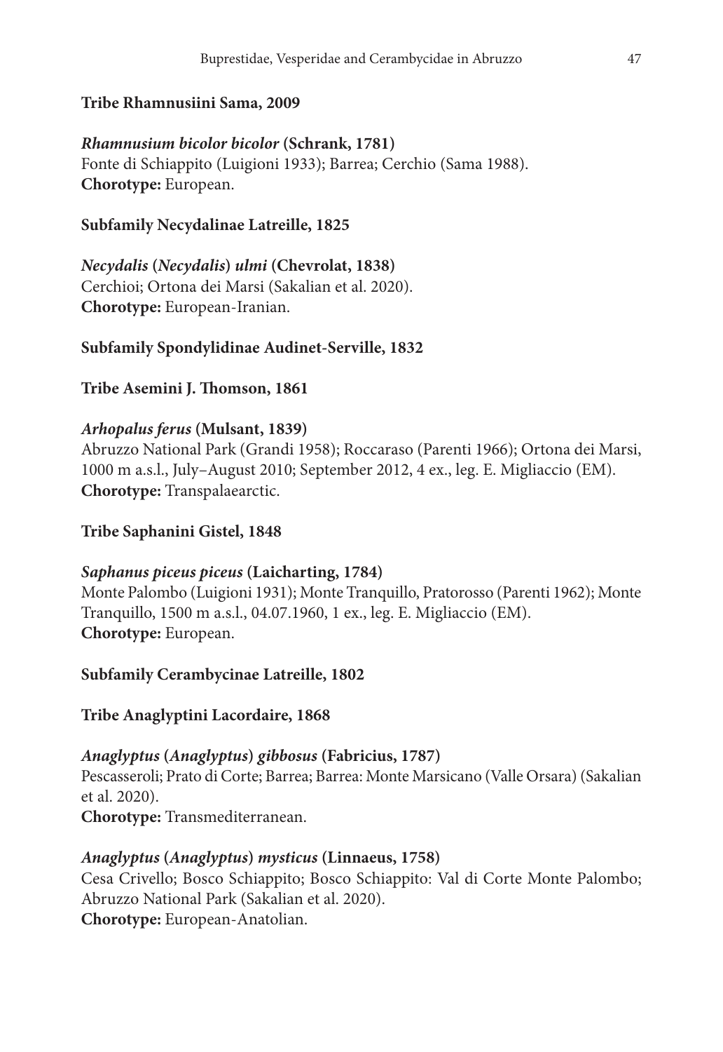**Tribe Rhamnusiini Sama, 2009**

***Rhamnusium bicolor bicolor*** **(Schrank, 1781)**
Fonte di Schiappito (Luigioni 1933); Barrea; Cerchio (Sama 1988).
**Chorotype:** European.

**Subfamily Necydalinae Latreille, 1825**

***Necydalis*** **(*****Necydalis*****)** ***ulmi*** **(Chevrolat, 1838)**
Cerchioi; Ortona dei Marsi (Sakalian et al. 2020).
**Chorotype:** European-Iranian.

**Subfamily Spondylidinae Audinet-Serville, 1832**

**Tribe Asemini J. Thomson, 1861**

***Arhopalus ferus*** **(Mulsant, 1839)**
Abruzzo National Park (Grandi 1958); Roccaraso (Parenti 1966); Ortona dei Marsi, 1000 m a.s.l., July–August 2010; September 2012, 4 ex., leg. E. Migliaccio (EM).
**Chorotype:** Transpalaearctic.

**Tribe Saphanini Gistel, 1848**

***Saphanus piceus piceus*** **(Laicharting, 1784)**
Monte Palombo (Luigioni 1931); Monte Tranquillo, Pratorosso (Parenti 1962); Monte Tranquillo, 1500 m a.s.l., 04.07.1960, 1 ex., leg. E. Migliaccio (EM).
**Chorotype:** European.

**Subfamily Cerambycinae Latreille, 1802**

**Tribe Anaglyptini Lacordaire, 1868**

***Anaglyptus*** **(*****Anaglyptus*****)** ***gibbosus*** **(Fabricius, 1787)**
Pescasseroli; Prato di Corte; Barrea; Barrea: Monte Marsicano (Valle Orsara) (Sakalian et al. 2020).
**Chorotype:** Transmediterranean.

***Anaglyptus*** **(*****Anaglyptus*****)** ***mysticus*** **(Linnaeus, 1758)**
Cesa Crivello; Bosco Schiappito; Bosco Schiappito: Val di Corte Monte Palombo; Abruzzo National Park (Sakalian et al. 2020).
**Chorotype:** European-Anatolian.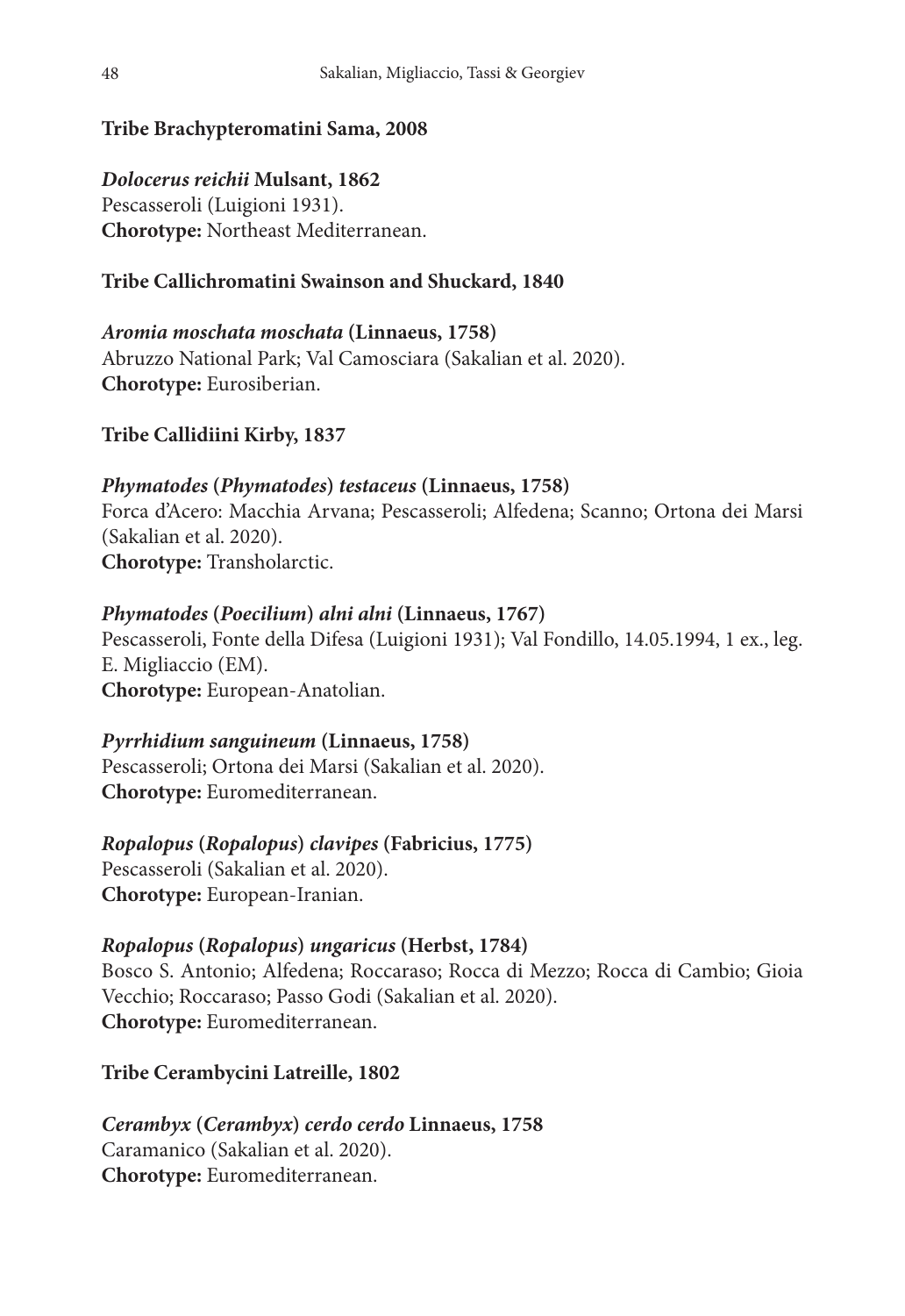**Tribe Brachypteromatini Sama, 2008**

***Dolocerus reichii* Mulsant, 1862**
Pescasseroli (Luigioni 1931).
**Chorotype:** Northeast Mediterranean.

**Tribe Callichromatini Swainson and Shuckard, 1840**

***Aromia moschata moschata* (Linnaeus, 1758)**
Abruzzo National Park; Val Camosciara (Sakalian et al. 2020).
**Chorotype:** Eurosiberian.

**Tribe Callidiini Kirby, 1837**

***Phymatodes* (*Phymatodes*) *testaceus* (Linnaeus, 1758)**
Forca d'Acero: Macchia Arvana; Pescasseroli; Alfedena; Scanno; Ortona dei Marsi (Sakalian et al. 2020).
**Chorotype:** Transholarctic.

***Phymatodes* (*Poecilium*) *alni alni* (Linnaeus, 1767)**
Pescasseroli, Fonte della Difesa (Luigioni 1931); Val Fondillo, 14.05.1994, 1 ex., leg. E. Migliaccio (EM).
**Chorotype:** European-Anatolian.

***Pyrrhidium sanguineum* (Linnaeus, 1758)**
Pescasseroli; Ortona dei Marsi (Sakalian et al. 2020).
**Chorotype:** Euromediterranean.

***Ropalopus* (*Ropalopus*) *clavipes* (Fabricius, 1775)**
Pescasseroli (Sakalian et al. 2020).
**Chorotype:** European-Iranian.

***Ropalopus* (*Ropalopus*) *ungaricus* (Herbst, 1784)**
Bosco S. Antonio; Alfedena; Roccaraso; Rocca di Mezzo; Rocca di Cambio; Gioia Vecchio; Roccaraso; Passo Godi (Sakalian et al. 2020).
**Chorotype:** Euromediterranean.

**Tribe Cerambycini Latreille, 1802**

***Cerambyx* (*Cerambyx*) *cerdo cerdo* Linnaeus, 1758**
Caramanico (Sakalian et al. 2020).
**Chorotype:** Euromediterranean.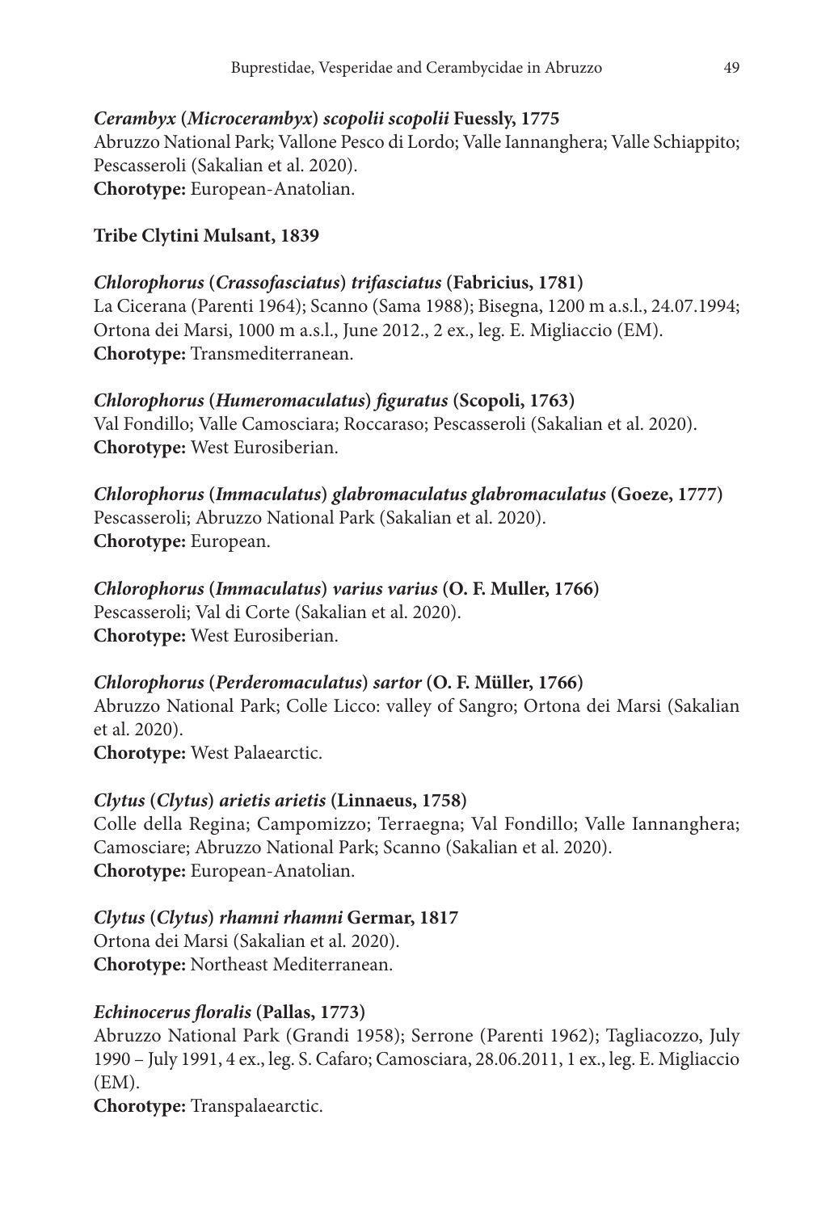***Cerambyx* (*Microcerambyx*) *scopolii scopolii* Fuessly, 1775**
Abruzzo National Park; Vallone Pesco di Lordo; Valle Iannanghera; Valle Schiappito; Pescasseroli (Sakalian et al. 2020).
**Chorotype:** European-Anatolian.

**Tribe Clytini Mulsant, 1839**

***Chlorophorus* (*Crassofasciatus*) *trifasciatus* (Fabricius, 1781)**
La Cicerana (Parenti 1964); Scanno (Sama 1988); Bisegna, 1200 m a.s.l., 24.07.1994; Ortona dei Marsi, 1000 m a.s.l., June 2012., 2 ex., leg. E. Migliaccio (EM).
**Chorotype:** Transmediterranean.

***Chlorophorus* (*Humeromaculatus*) *figuratus* (Scopoli, 1763)**
Val Fondillo; Valle Camosciara; Roccaraso; Pescasseroli (Sakalian et al. 2020).
**Chorotype:** West Eurosiberian.

***Chlorophorus* (*Immaculatus*) *glabromaculatus glabromaculatus* (Goeze, 1777)**
Pescasseroli; Abruzzo National Park (Sakalian et al. 2020).
**Chorotype:** European.

***Chlorophorus* (*Immaculatus*) *varius varius* (O. F. Muller, 1766)**
Pescasseroli; Val di Corte (Sakalian et al. 2020).
**Chorotype:** West Eurosiberian.

***Chlorophorus* (*Perderomaculatus*) *sartor* (O. F. Müller, 1766)**
Abruzzo National Park; Colle Licco: valley of Sangro; Ortona dei Marsi (Sakalian et al. 2020).
**Chorotype:** West Palaearctic.

***Clytus* (*Clytus*) *arietis arietis* (Linnaeus, 1758)**
Colle della Regina; Campomizzo; Terraegna; Val Fondillo; Valle Iannanghera; Camosciare; Abruzzo National Park; Scanno (Sakalian et al. 2020).
**Chorotype:** European-Anatolian.

***Clytus* (*Clytus*) *rhamni rhamni* Germar, 1817**
Ortona dei Marsi (Sakalian et al. 2020).
**Chorotype:** Northeast Mediterranean.

***Echinocerus floralis* (Pallas, 1773)**
Abruzzo National Park (Grandi 1958); Serrone (Parenti 1962); Tagliacozzo, July 1990 – July 1991, 4 ex., leg. S. Cafaro; Camosciara, 28.06.2011, 1 ex., leg. E. Migliaccio (EM).
**Chorotype:** Transpalaearctic.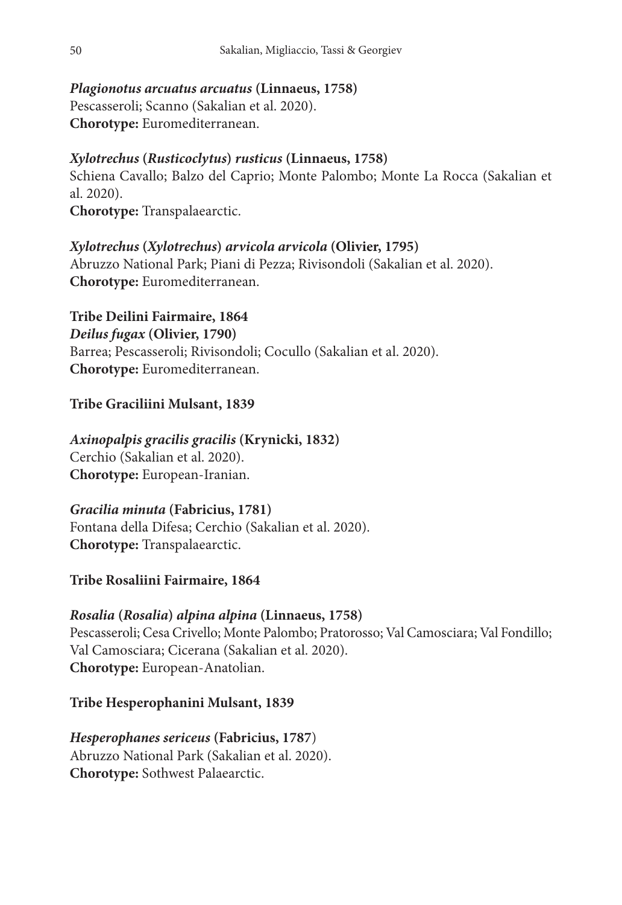***Plagionotus arcuatus arcuatus*** **(Linnaeus, 1758)**
Pescasseroli; Scanno (Sakalian et al. 2020).
**Chorotype:** Euromediterranean.

***Xylotrechus*** **(*Rusticoclytus*)** ***rusticus*** **(Linnaeus, 1758)**
Schiena Cavallo; Balzo del Caprio; Monte Palombo; Monte La Rocca (Sakalian et al. 2020).
**Chorotype:** Transpalaearctic.

***Xylotrechus*** **(*Xylotrechus*)** ***arvicola arvicola*** **(Olivier, 1795)**
Abruzzo National Park; Piani di Pezza; Rivisondoli (Sakalian et al. 2020).
**Chorotype:** Euromediterranean.

**Tribe Deilini Fairmaire, 1864**

***Deilus fugax*** **(Olivier, 1790)**
Barrea; Pescasseroli; Rivisondoli; Cocullo (Sakalian et al. 2020).
**Chorotype:** Euromediterranean.

**Tribe Graciliini Mulsant, 1839**

***Axinopalpis gracilis gracilis*** **(Krynicki, 1832)**
Cerchio (Sakalian et al. 2020).
**Chorotype:** European-Iranian.

***Gracilia minuta*** **(Fabricius, 1781)**
Fontana della Difesa; Cerchio (Sakalian et al. 2020).
**Chorotype:** Transpalaearctic.

**Tribe Rosaliini Fairmaire, 1864**

***Rosalia*** **(*Rosalia*)** ***alpina alpina*** **(Linnaeus, 1758)**
Pescasseroli; Cesa Crivello; Monte Palombo; Pratorosso; Val Camosciara; Val Fondillo; Val Camosciara; Cicerana (Sakalian et al. 2020).
**Chorotype:** European-Anatolian.

**Tribe Hesperophanini Mulsant, 1839**

***Hesperophanes sericeus*** **(Fabricius, 1787)**
Abruzzo National Park (Sakalian et al. 2020).
**Chorotype:** Sothwest Palaearctic.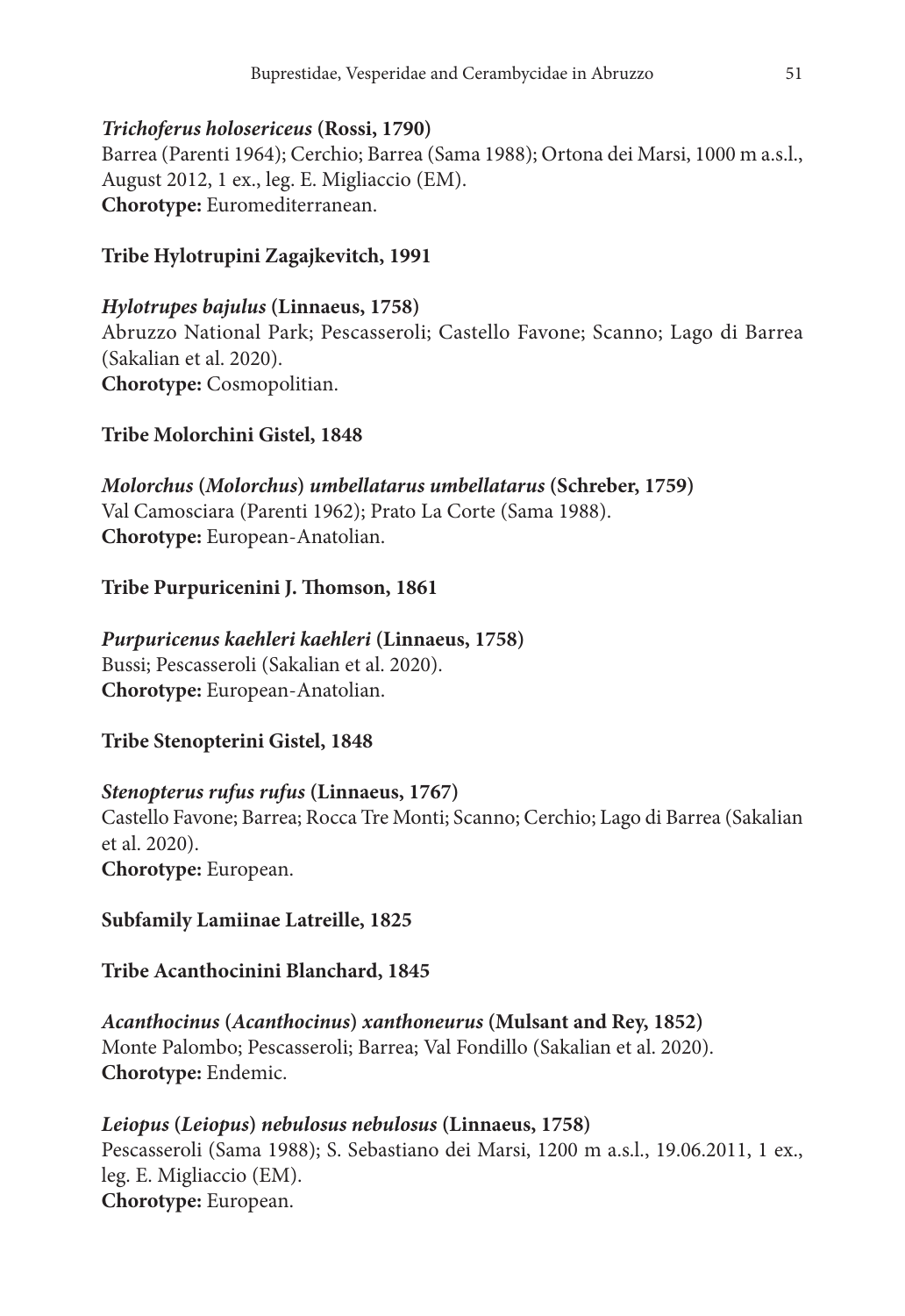***Trichoferus holosericeus* (Rossi, 1790)**
Barrea (Parenti 1964); Cerchio; Barrea (Sama 1988); Ortona dei Marsi, 1000 m a.s.l., August 2012, 1 ex., leg. E. Migliaccio (EM).
**Chorotype:** Euromediterranean.

**Tribe Hylotrupini Zagajkevitch, 1991**

***Hylotrupes bajulus* (Linnaeus, 1758)**
Abruzzo National Park; Pescasseroli; Castello Favone; Scanno; Lago di Barrea (Sakalian et al. 2020).
**Chorotype:** Cosmopolitian.

**Tribe Molorchini Gistel, 1848**

***Molorchus* (*Molorchus*) *umbellatarus umbellatarus* (Schreber, 1759)**
Val Camosciara (Parenti 1962); Prato La Corte (Sama 1988).
**Chorotype:** European-Anatolian.

**Tribe Purpuricenini J. Thomson, 1861**

***Purpuricenus kaehleri kaehleri* (Linnaeus, 1758)**
Bussi; Pescasseroli (Sakalian et al. 2020).
**Chorotype:** European-Anatolian.

**Tribe Stenopterini Gistel, 1848**

***Stenopterus rufus rufus* (Linnaeus, 1767)**
Castello Favone; Barrea; Rocca Tre Monti; Scanno; Cerchio; Lago di Barrea (Sakalian et al. 2020).
**Chorotype:** European.

**Subfamily Lamiinae Latreille, 1825**

**Tribe Acanthocinini Blanchard, 1845**

***Acanthocinus* (*Acanthocinus*) *xanthoneurus* (Mulsant and Rey, 1852)**
Monte Palombo; Pescasseroli; Barrea; Val Fondillo (Sakalian et al. 2020).
**Chorotype:** Endemic.

***Leiopus* (*Leiopus*) *nebulosus nebulosus* (Linnaeus, 1758)**
Pescasseroli (Sama 1988); S. Sebastiano dei Marsi, 1200 m a.s.l., 19.06.2011, 1 ex., leg. E. Migliaccio (EM).
**Chorotype:** European.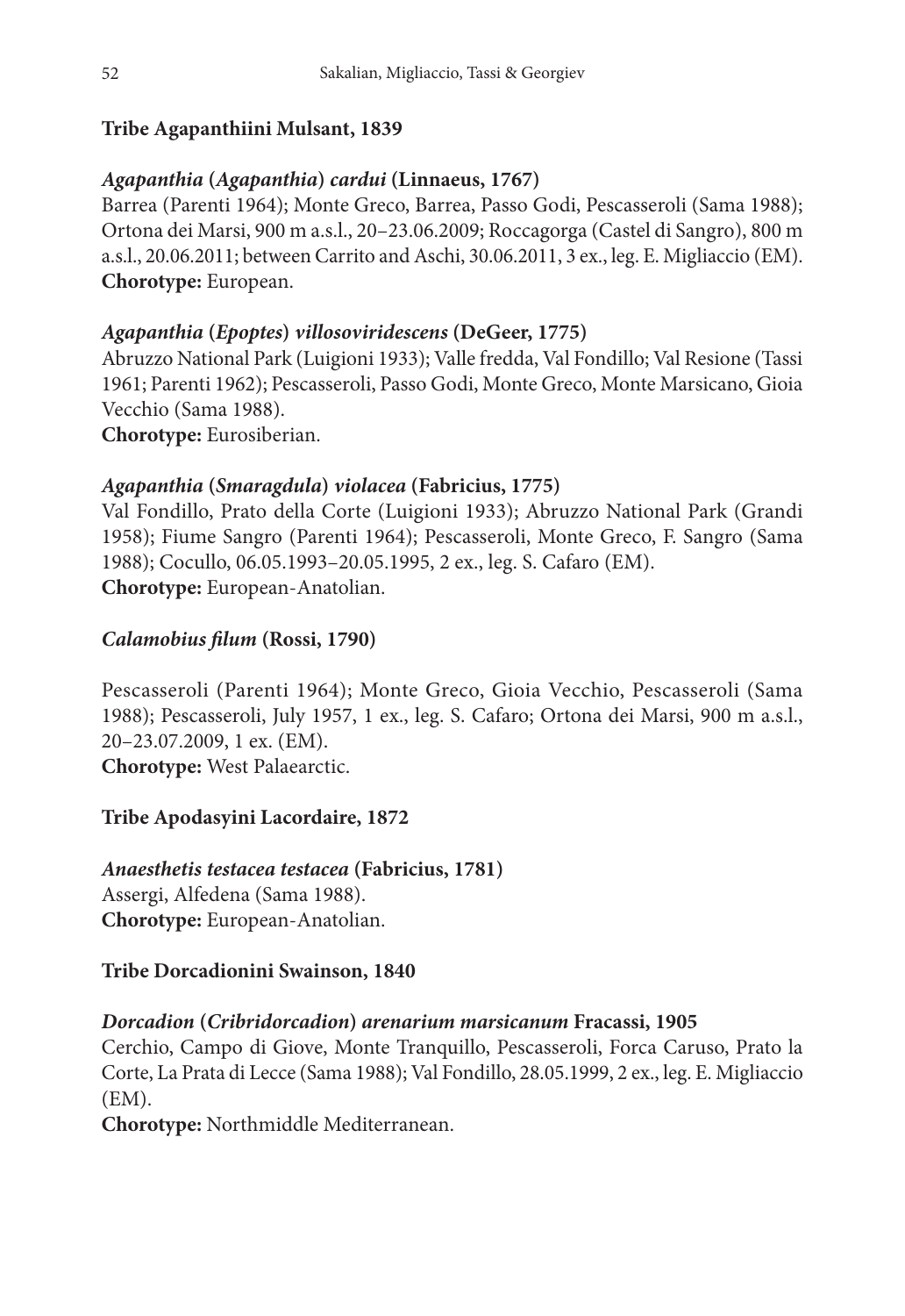**Tribe Agapanthiini Mulsant, 1839**

***Agapanthia* (*Agapanthia*) *cardui* (Linnaeus, 1767)**
Barrea (Parenti 1964); Monte Greco, Barrea, Passo Godi, Pescasseroli (Sama 1988); Ortona dei Marsi, 900 m a.s.l., 20–23.06.2009; Roccagorga (Castel di Sangro), 800 m a.s.l., 20.06.2011; between Carrito and Aschi, 30.06.2011, 3 ex., leg. E. Migliaccio (EM).
**Chorotype:** European.

***Agapanthia* (*Epoptes*) *villosoviridescens* (DeGeer, 1775)**
Abruzzo National Park (Luigioni 1933); Valle fredda, Val Fondillo; Val Resione (Tassi 1961; Parenti 1962); Pescasseroli, Passo Godi, Monte Greco, Monte Marsicano, Gioia Vecchio (Sama 1988).
**Chorotype:** Eurosiberian.

***Agapanthia* (*Smaragdula*) *violacea* (Fabricius, 1775)**
Val Fondillo, Prato della Corte (Luigioni 1933); Abruzzo National Park (Grandi 1958); Fiume Sangro (Parenti 1964); Pescasseroli, Monte Greco, F. Sangro (Sama 1988); Cocullo, 06.05.1993–20.05.1995, 2 ex., leg. S. Cafaro (EM).
**Chorotype:** European-Anatolian.

***Calamobius filum* (Rossi, 1790)**

Pescasseroli (Parenti 1964); Monte Greco, Gioia Vecchio, Pescasseroli (Sama 1988); Pescasseroli, July 1957, 1 ex., leg. S. Cafaro; Ortona dei Marsi, 900 m a.s.l., 20–23.07.2009, 1 ex. (EM).
**Chorotype:** West Palaearctic.

**Tribe Apodasyini Lacordaire, 1872**

***Anaesthetis testacea testacea* (Fabricius, 1781)**
Assergi, Alfedena (Sama 1988).
**Chorotype:** European-Anatolian.

**Tribe Dorcadionini Swainson, 1840**

***Dorcadion* (*Cribridorcadion*) *arenarium marsicanum* Fracassi, 1905**
Cerchio, Campo di Giove, Monte Tranquillo, Pescasseroli, Forca Caruso, Prato la Corte, La Prata di Lecce (Sama 1988); Val Fondillo, 28.05.1999, 2 ex., leg. E. Migliaccio (EM).
**Chorotype:** Northmiddle Mediterranean.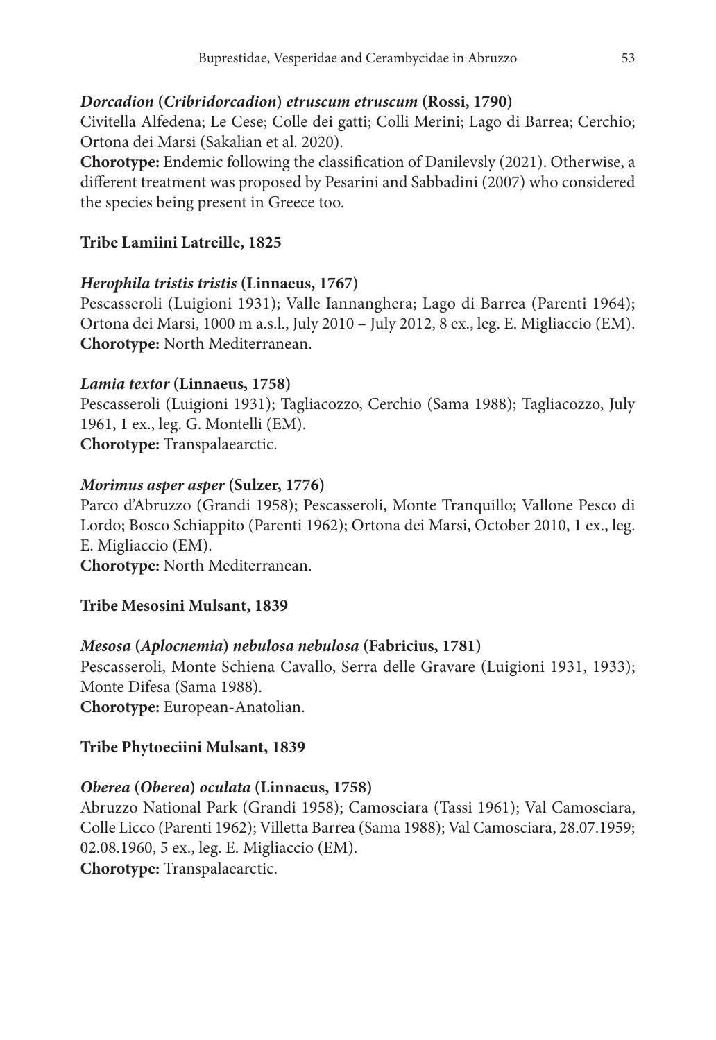***Dorcadion* (*Cribridorcadion*) *etruscum etruscum* (Rossi, 1790)**
Civitella Alfedena; Le Cese; Colle dei gatti; Colli Merini; Lago di Barrea; Cerchio; Ortona dei Marsi (Sakalian et al. 2020).
**Chorotype:** Endemic following the classification of Danilevsly (2021). Otherwise, a different treatment was proposed by Pesarini and Sabbadini (2007) who considered the species being present in Greece too.

**Tribe Lamiini Latreille, 1825**

***Herophila tristis tristis* (Linnaeus, 1767)**
Pescasseroli (Luigioni 1931); Valle Iannanghera; Lago di Barrea (Parenti 1964); Ortona dei Marsi, 1000 m a.s.l., July 2010 – July 2012, 8 ex., leg. E. Migliaccio (EM).
**Chorotype:** North Mediterranean.

***Lamia textor* (Linnaeus, 1758)**
Pescasseroli (Luigioni 1931); Tagliacozzo, Cerchio (Sama 1988); Tagliacozzo, July 1961, 1 ex., leg. G. Montelli (EM).
**Chorotype:** Transpalaearctic.

***Morimus asper asper* (Sulzer, 1776)**
Parco d'Abruzzo (Grandi 1958); Pescasseroli, Monte Tranquillo; Vallone Pesco di Lordo; Bosco Schiappito (Parenti 1962); Ortona dei Marsi, October 2010, 1 ex., leg. E. Migliaccio (EM).
**Chorotype:** North Mediterranean.

**Tribe Mesosini Mulsant, 1839**

***Mesosa* (*Aplocnemia*) *nebulosa nebulosa* (Fabricius, 1781)**
Pescasseroli, Monte Schiena Cavallo, Serra delle Gravare (Luigioni 1931, 1933); Monte Difesa (Sama 1988).
**Chorotype:** European-Anatolian.

**Tribe Phytoeciini Mulsant, 1839**

***Oberea* (*Oberea*) *oculata* (Linnaeus, 1758)**
Abruzzo National Park (Grandi 1958); Camosciara (Tassi 1961); Val Camosciara, Colle Licco (Parenti 1962); Villetta Barrea (Sama 1988); Val Camosciara, 28.07.1959; 02.08.1960, 5 ex., leg. E. Migliaccio (EM).
**Chorotype:** Transpalaearctic.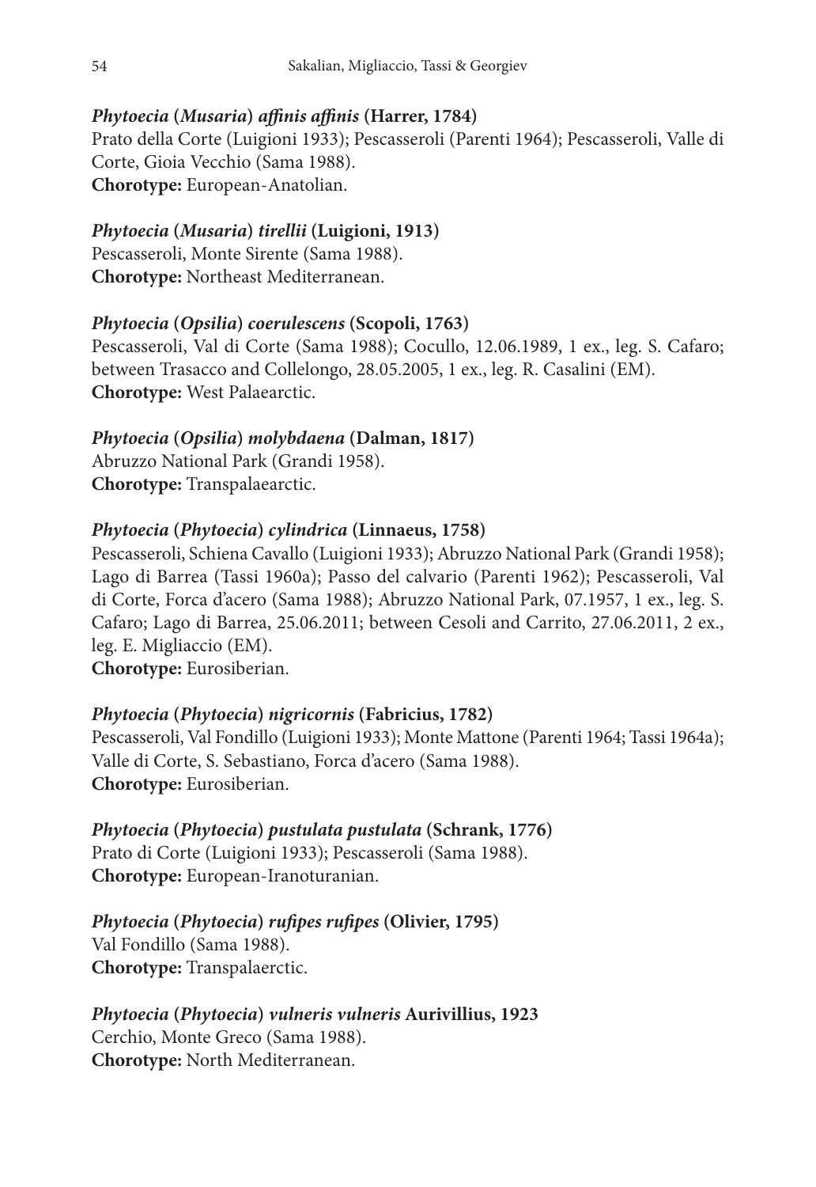***Phytoecia* (*Musaria*) *affinis affinis* (Harrer, 1784)**
Prato della Corte (Luigioni 1933); Pescasseroli (Parenti 1964); Pescasseroli, Valle di Corte, Gioia Vecchio (Sama 1988).
**Chorotype:** European-Anatolian.

***Phytoecia* (*Musaria*) *tirellii* (Luigioni, 1913)**
Pescasseroli, Monte Sirente (Sama 1988).
**Chorotype:** Northeast Mediterranean.

***Phytoecia* (*Opsilia*) *coerulescens* (Scopoli, 1763)**
Pescasseroli, Val di Corte (Sama 1988); Cocullo, 12.06.1989, 1 ex., leg. S. Cafaro; between Trasacco and Collelongo, 28.05.2005, 1 ex., leg. R. Casalini (EM).
**Chorotype:** West Palaearctic.

***Phytoecia* (*Opsilia*) *molybdaena* (Dalman, 1817)**
Abruzzo National Park (Grandi 1958).
**Chorotype:** Transpalaearctic.

***Phytoecia* (*Phytoecia*) *cylindrica* (Linnaeus, 1758)**
Pescasseroli, Schiena Cavallo (Luigioni 1933); Abruzzo National Park (Grandi 1958); Lago di Barrea (Tassi 1960a); Passo del calvario (Parenti 1962); Pescasseroli, Val di Corte, Forca d'acero (Sama 1988); Abruzzo National Park, 07.1957, 1 ex., leg. S. Cafaro; Lago di Barrea, 25.06.2011; between Cesoli and Carrito, 27.06.2011, 2 ex., leg. E. Migliaccio (EM).
**Chorotype:** Eurosiberian.

***Phytoecia* (*Phytoecia*) *nigricornis* (Fabricius, 1782)**
Pescasseroli, Val Fondillo (Luigioni 1933); Monte Mattone (Parenti 1964; Tassi 1964a); Valle di Corte, S. Sebastiano, Forca d'acero (Sama 1988).
**Chorotype:** Eurosiberian.

***Phytoecia* (*Phytoecia*) *pustulata pustulata* (Schrank, 1776)**
Prato di Corte (Luigioni 1933); Pescasseroli (Sama 1988).
**Chorotype:** European-Iranoturanian.

***Phytoecia* (*Phytoecia*) *rufipes rufipes* (Olivier, 1795)**
Val Fondillo (Sama 1988).
**Chorotype:** Transpalaerctic.

***Phytoecia* (*Phytoecia*) *vulneris vulneris* Aurivillius, 1923**
Cerchio, Monte Greco (Sama 1988).
**Chorotype:** North Mediterranean.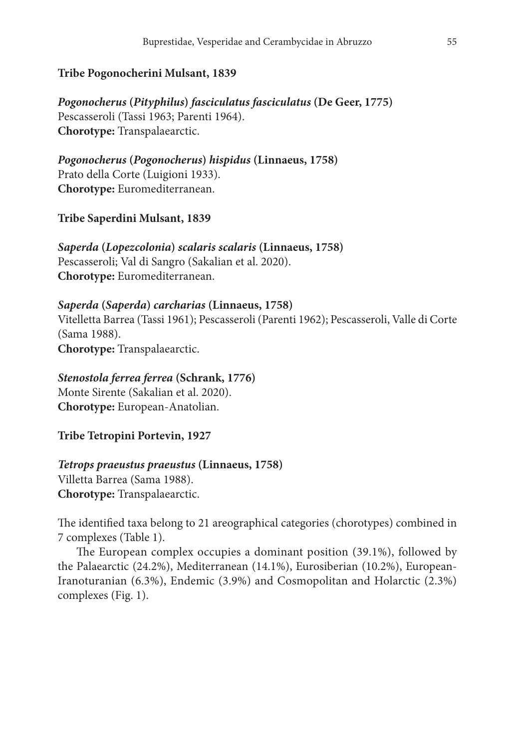**Tribe Pogonocherini Mulsant, 1839**

***Pogonocherus* (*Pityphilus*) *fasciculatus fasciculatus* (De Geer, 1775)**
Pescasseroli (Tassi 1963; Parenti 1964).
**Chorotype:** Transpalaearctic.

***Pogonocherus* (*Pogonocherus*) *hispidus* (Linnaeus, 1758)**
Prato della Corte (Luigioni 1933).
**Chorotype:** Euromediterranean.

**Tribe Saperdini Mulsant, 1839**

***Saperda* (*Lopezcolonia*) *scalaris scalaris* (Linnaeus, 1758)**
Pescasseroli; Val di Sangro (Sakalian et al. 2020).
**Chorotype:** Euromediterranean.

***Saperda* (*Saperda*) *carcharias* (Linnaeus, 1758)**
Vitelletta Barrea (Tassi 1961); Pescasseroli (Parenti 1962); Pescasseroli, Valle di Corte (Sama 1988).
**Chorotype:** Transpalaearctic.

***Stenostola ferrea ferrea* (Schrank, 1776)**
Monte Sirente (Sakalian et al. 2020).
**Chorotype:** European-Anatolian.

**Tribe Tetropini Portevin, 1927**

***Tetrops praeustus praeustus* (Linnaeus, 1758)**
Villetta Barrea (Sama 1988).
**Chorotype:** Transpalaearctic.

The identified taxa belong to 21 areographical categories (chorotypes) combined in 7 complexes (Table 1).

The European complex occupies a dominant position (39.1%), followed by the Palaearctic (24.2%), Mediterranean (14.1%), Eurosiberian (10.2%), European-Iranoturanian (6.3%), Endemic (3.9%) and Cosmopolitan and Holarctic (2.3%) complexes (Fig. 1).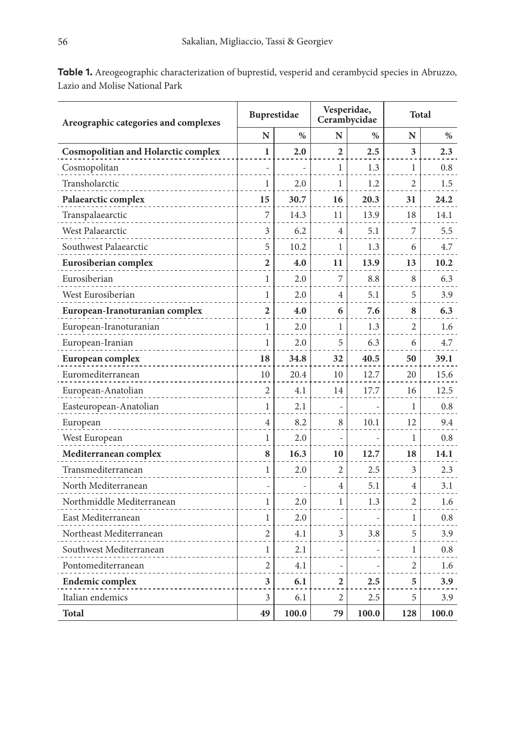**Table 1.** Areogeographic characterization of buprestid, vesperid and cerambycid species in Abruzzo, Lazio and Molise National Park

| Areographic categories and complexes | Buprestidae | | Vesperidae, Cerambycidae | | Total | |
|---|---|---|---|---|---|---|
| | N | % | N | % | N | % |
| **Cosmopolitian and Holarctic complex** | **1** | **2.0** | **2** | **2.5** | **3** | **2.3** |
| Cosmopolitan | - | - | 1 | 1.3 | 1 | 0.8 |
| Transholarctic | 1 | 2.0 | 1 | 1.2 | 2 | 1.5 |
| **Palaearctic complex** | **15** | **30.7** | **16** | **20.3** | **31** | **24.2** |
| Transpalaearctic | 7 | 14.3 | 11 | 13.9 | 18 | 14.1 |
| West Palaearctic | 3 | 6.2 | 4 | 5.1 | 7 | 5.5 |
| Southwest Palaearctic | 5 | 10.2 | 1 | 1.3 | 6 | 4.7 |
| **Eurosiberian complex** | **2** | **4.0** | **11** | **13.9** | **13** | **10.2** |
| Eurosiberian | 1 | 2.0 | 7 | 8.8 | 8 | 6.3 |
| West Eurosiberian | 1 | 2.0 | 4 | 5.1 | 5 | 3.9 |
| **European-Iranoturanian complex** | **2** | **4.0** | **6** | **7.6** | **8** | **6.3** |
| European-Iranoturanian | 1 | 2.0 | 1 | 1.3 | 2 | 1.6 |
| European-Iranian | 1 | 2.0 | 5 | 6.3 | 6 | 4.7 |
| **European complex** | **18** | **34.8** | **32** | **40.5** | **50** | **39.1** |
| Euromediterranean | 10 | 20.4 | 10 | 12.7 | 20 | 15.6 |
| European-Anatolian | 2 | 4.1 | 14 | 17.7 | 16 | 12.5 |
| Easteuropean-Anatolian | 1 | 2.1 | - | - | 1 | 0.8 |
| European | 4 | 8.2 | 8 | 10.1 | 12 | 9.4 |
| West European | 1 | 2.0 | - | - | 1 | 0.8 |
| **Mediterranean complex** | **8** | **16.3** | **10** | **12.7** | **18** | **14.1** |
| Transmediterranean | 1 | 2.0 | 2 | 2.5 | 3 | 2.3 |
| North Mediterranean | - | - | 4 | 5.1 | 4 | 3.1 |
| Northmiddle Mediterranean | 1 | 2.0 | 1 | 1.3 | 2 | 1.6 |
| East Mediterranean | 1 | 2.0 | - | - | 1 | 0.8 |
| Northeast Mediterranean | 2 | 4.1 | 3 | 3.8 | 5 | 3.9 |
| Southwest Mediterranean | 1 | 2.1 | - | - | 1 | 0.8 |
| Pontomediterranean | 2 | 4.1 | - | - | 2 | 1.6 |
| **Endemic complex** | **3** | **6.1** | **2** | **2.5** | **5** | **3.9** |
| Italian endemics | 3 | 6.1 | 2 | 2.5 | 5 | 3.9 |
| **Total** | **49** | **100.0** | **79** | **100.0** | **128** | **100.0** |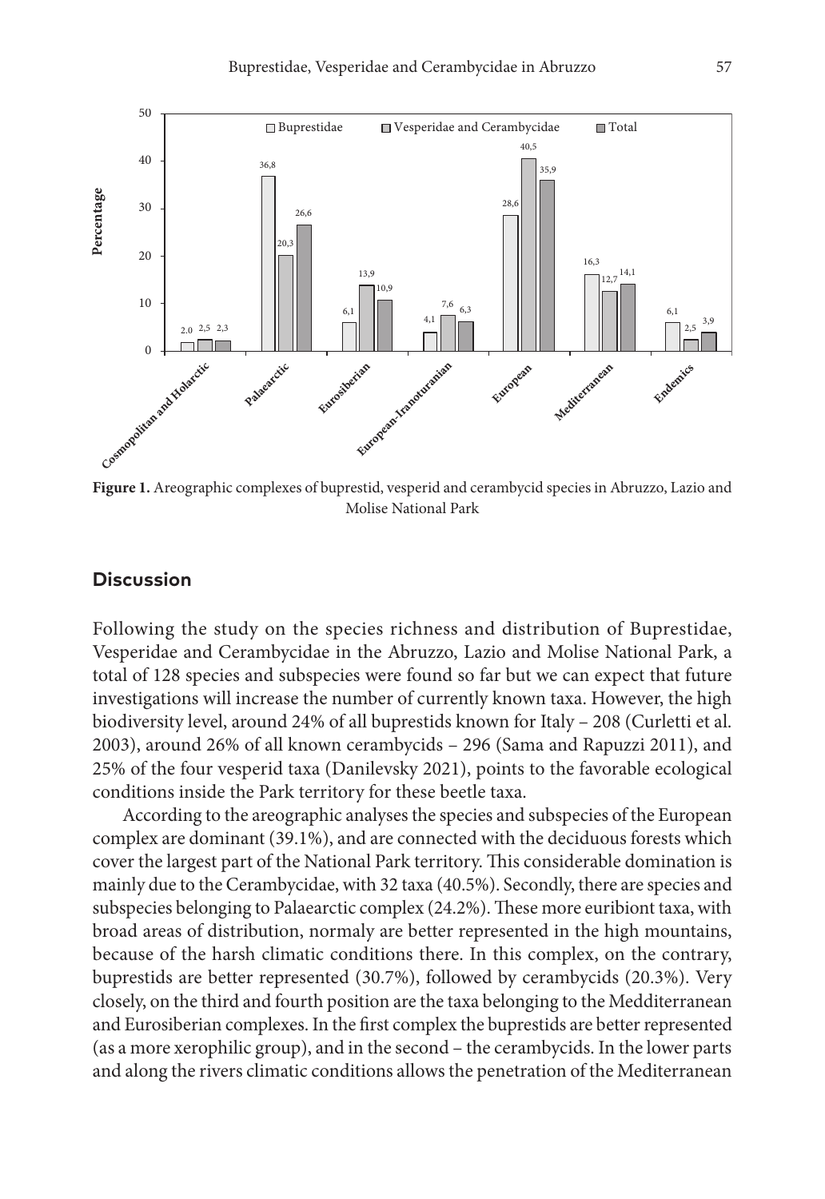**Figure 1.** Areographic complexes of buprestid, vesperid and cerambycid species in Abruzzo, Lazio and Molise National Park

## Discussion

Following the study on the species richness and distribution of Buprestidae, Vesperidae and Cerambycidae in the Abruzzo, Lazio and Molise National Park, a total of 128 species and subspecies were found so far but we can expect that future investigations will increase the number of currently known taxa. However, the high biodiversity level, around 24% of all buprestids known for Italy – 208 (Curletti et al. 2003), around 26% of all known cerambycids – 296 (Sama and Rapuzzi 2011), and 25% of the four vesperid taxa (Danilevsky 2021), points to the favorable ecological conditions inside the Park territory for these beetle taxa.

According to the areographic analyses the species and subspecies of the European complex are dominant (39.1%), and are connected with the deciduous forests which cover the largest part of the National Park territory. This considerable domination is mainly due to the Cerambycidae, with 32 taxa (40.5%). Secondly, there are species and subspecies belonging to Palaearctic complex (24.2%). These more euribiont taxa, with broad areas of distribution, normaly are better represented in the high mountains, because of the harsh climatic conditions there. In this complex, on the contrary, buprestids are better represented (30.7%), followed by cerambycids (20.3%). Very closely, on the third and fourth position are the taxa belonging to the Medditerranean and Eurosiberian complexes. In the first complex the buprestids are better represented (as a more xerophilic group), and in the second – the cerambycids. In the lower parts and along the rivers climatic conditions allows the penetration of the Mediterranean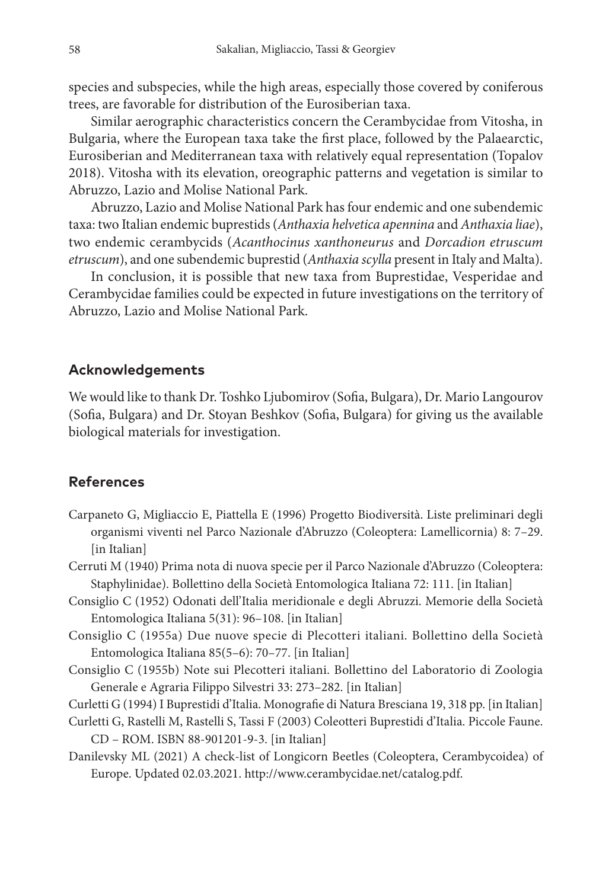species and subspecies, while the high areas, especially those covered by coniferous trees, are favorable for distribution of the Eurosiberian taxa.

Similar aerographic characteristics concern the Cerambycidae from Vitosha, in Bulgaria, where the European taxa take the first place, followed by the Palaearctic, Eurosiberian and Mediterranean taxa with relatively equal representation (Topalov 2018). Vitosha with its elevation, oreographic patterns and vegetation is similar to Abruzzo, Lazio and Molise National Park.

Abruzzo, Lazio and Molise National Park has four endemic and one subendemic taxa: two Italian endemic buprestids (*Anthaxia helvetica apennina* and *Anthaxia liae*), two endemic cerambycids (*Acanthocinus xanthoneurus* and *Dorcadion etruscum etruscum*), and one subendemic buprestid (*Anthaxia scylla* present in Italy and Malta).

In conclusion, it is possible that new taxa from Buprestidae, Vesperidae and Cerambycidae families could be expected in future investigations on the territory of Abruzzo, Lazio and Molise National Park.

## Acknowledgements

We would like to thank Dr. Toshko Ljubomirov (Sofia, Bulgara), Dr. Mario Langourov (Sofia, Bulgara) and Dr. Stoyan Beshkov (Sofia, Bulgara) for giving us the available biological materials for investigation.

## References

Carpaneto G, Migliaccio E, Piattella E (1996) Progetto Biodiversità. Liste preliminari degli organismi viventi nel Parco Nazionale d'Abruzzo (Coleoptera: Lamellicornia) 8: 7–29. [in Italian]

Cerruti M (1940) Prima nota di nuova specie per il Parco Nazionale d'Abruzzo (Coleoptera: Staphylinidae). Bollettino della Società Entomologica Italiana 72: 111. [in Italian]

Consiglio C (1952) Odonati dell'Italia meridionale e degli Abruzzi. Memorie della Società Entomologica Italiana 5(31): 96–108. [in Italian]

Consiglio C (1955a) Due nuove specie di Plecotteri italiani. Bollettino della Società Entomologica Italiana 85(5–6): 70–77. [in Italian]

Consiglio C (1955b) Note sui Plecotteri italiani. Bollettino del Laboratorio di Zoologia Generale e Agraria Filippo Silvestri 33: 273–282. [in Italian]

Curletti G (1994) I Buprestidi d'Italia. Monografie di Natura Bresciana 19, 318 pp. [in Italian]

Curletti G, Rastelli M, Rastelli S, Tassi F (2003) Coleotteri Buprestidi d'Italia. Piccole Faune. CD – ROM. ISBN 88-901201-9-3. [in Italian]

Danilevsky ML (2021) A check-list of Longicorn Beetles (Coleoptera, Cerambycoidea) of Europe. Updated 02.03.2021. http://www.cerambycidae.net/catalog.pdf.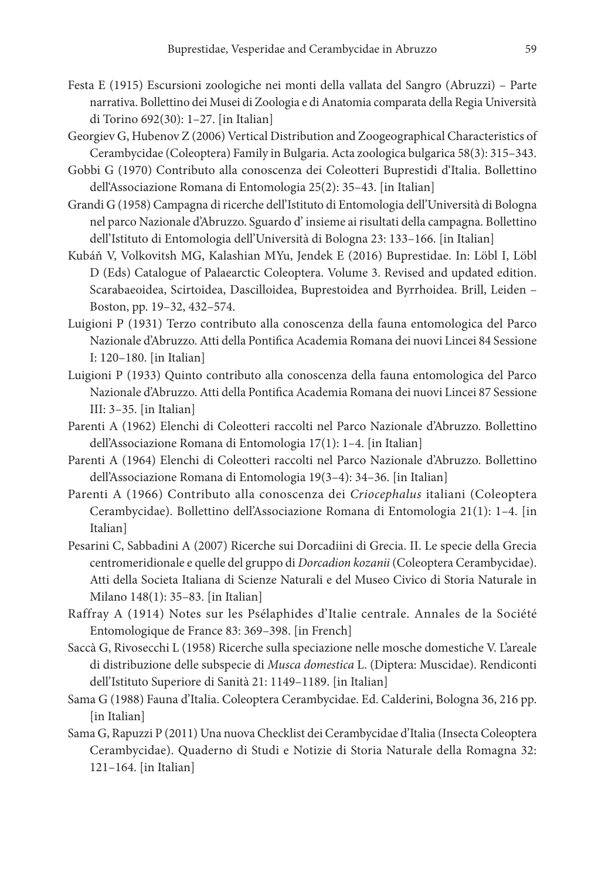Festa E (1915) Escursioni zoologiche nei monti della vallata del Sangro (Abruzzi) – Parte narrativa. Bollettino dei Musei di Zoologia e di Anatomia comparata della Regia Università di Torino 692(30): 1–27. [in Italian]

Georgiev G, Hubenov Z (2006) Vertical Distribution and Zoogeographical Characteristics of Cerambycidae (Coleoptera) Family in Bulgaria. Acta zoologica bulgarica 58(3): 315–343.

Gobbi G (1970) Contributo alla conoscenza dei Coleotteri Buprestidi d'Italia. Bollettino dell'Associazione Romana di Entomologia 25(2): 35–43. [in Italian]

Grandi G (1958) Campagna di ricerche dell'Istituto di Entomologia dell'Università di Bologna nel parco Nazionale d'Abruzzo. Sguardo d' insieme ai risultati della campagna. Bollettino dell'Istituto di Entomologia dell'Università di Bologna 23: 133–166. [in Italian]

Kubáň V, Volkovitsh MG, Kalashian MYu, Jendek E (2016) Buprestidae. In: Löbl I, Löbl D (Eds) Catalogue of Palaearctic Coleoptera. Volume 3. Revised and updated edition. Scarabaeoidea, Scirtoidea, Dascilloidea, Buprestoidea and Byrrhoidea. Brill, Leiden – Boston, pp. 19–32, 432–574.

Luigioni P (1931) Terzo contributo alla conoscenza della fauna entomologica del Parco Nazionale d'Abruzzo. Atti della Pontifica Academia Romana dei nuovi Lincei 84 Sessione I: 120–180. [in Italian]

Luigioni P (1933) Quinto contributo alla conoscenza della fauna entomologica del Parco Nazionale d'Abruzzo. Atti della Pontifica Academia Romana dei nuovi Lincei 87 Sessione III: 3–35. [in Italian]

Parenti A (1962) Elenchi di Coleotteri raccolti nel Parco Nazionale d'Abruzzo. Bollettino dell'Associazione Romana di Entomologia 17(1): 1–4. [in Italian]

Parenti A (1964) Elenchi di Coleotteri raccolti nel Parco Nazionale d'Abruzzo. Bollettino dell'Associazione Romana di Entomologia 19(3–4): 34–36. [in Italian]

Parenti A (1966) Contributo alla conoscenza dei *Criocephalus* italiani (Coleoptera Cerambycidae). Bollettino dell'Associazione Romana di Entomologia 21(1): 1–4. [in Italian]

Pesarini C, Sabbadini A (2007) Ricerche sui Dorcadiini di Grecia. II. Le specie della Grecia centromeridionale e quelle del gruppo di *Dorcadion kozanii* (Coleoptera Cerambycidae). Atti della Societa Italiana di Scienze Naturali e del Museo Civico di Storia Naturale in Milano 148(1): 35–83. [in Italian]

Raffray A (1914) Notes sur les Psélaphides d'Italie centrale. Annales de la Société Entomologique de France 83: 369–398. [in French]

Saccà G, Rivosecchi L (1958) Ricerche sulla speciazione nelle mosche domestiche V. L'areale di distribuzione delle subspecie di *Musca domestica* L. (Diptera: Muscidae). Rendiconti dell'Istituto Superiore di Sanità 21: 1149–1189. [in Italian]

Sama G (1988) Fauna d'Italia. Coleoptera Cerambycidae. Ed. Calderini, Bologna 36, 216 pp. [in Italian]

Sama G, Rapuzzi P (2011) Una nuova Checklist dei Cerambycidae d'Italia (Insecta Coleoptera Cerambycidae). Quaderno di Studi e Notizie di Storia Naturale della Romagna 32: 121–164. [in Italian]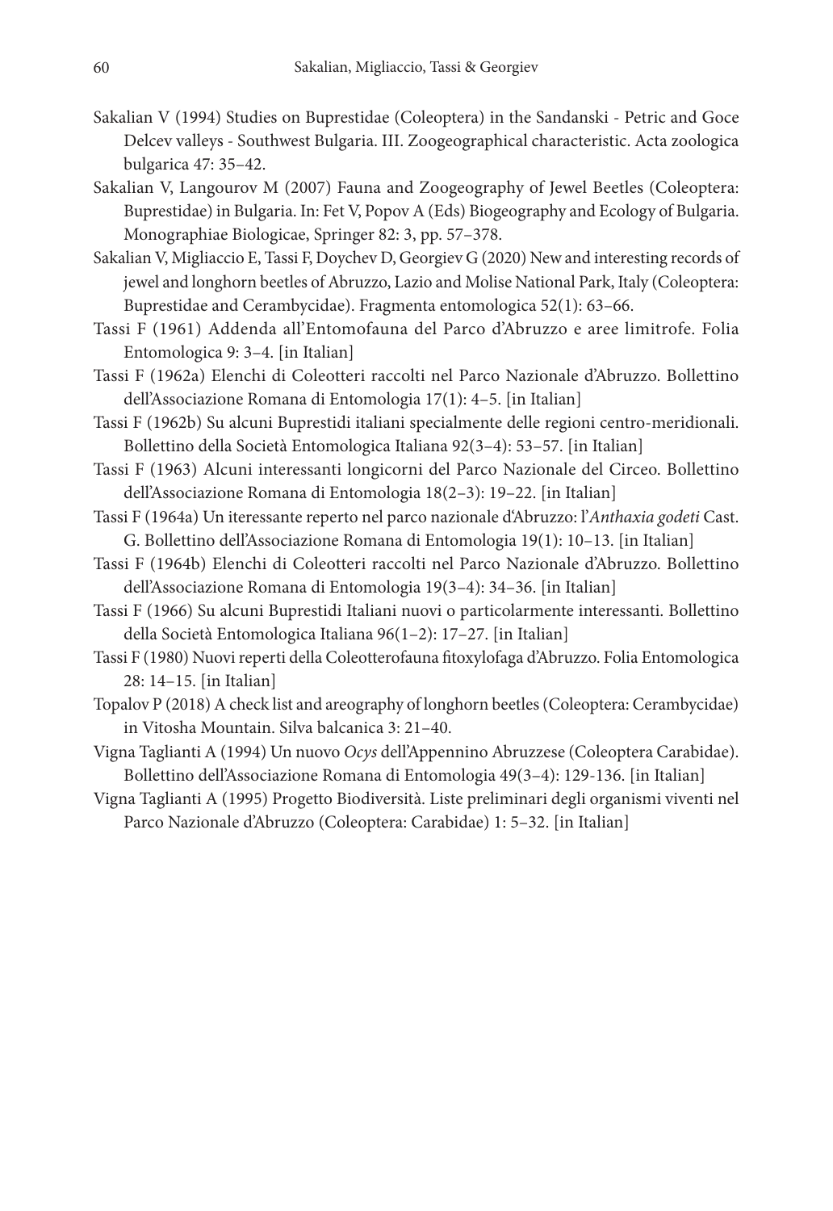Sakalian V (1994) Studies on Buprestidae (Coleoptera) in the Sandanski - Petric and Goce Delcev valleys - Southwest Bulgaria. III. Zoogeographical characteristic. Acta zoologica bulgarica 47: 35–42.

Sakalian V, Langourov M (2007) Fauna and Zoogeography of Jewel Beetles (Coleoptera: Buprestidae) in Bulgaria. In: Fet V, Popov A (Eds) Biogeography and Ecology of Bulgaria. Monographiae Biologicae, Springer 82: 3, pp. 57–378.

Sakalian V, Migliaccio E, Tassi F, Doychev D, Georgiev G (2020) New and interesting records of jewel and longhorn beetles of Abruzzo, Lazio and Molise National Park, Italy (Coleoptera: Buprestidae and Cerambycidae). Fragmenta entomologica 52(1): 63–66.

Tassi F (1961) Addenda all'Entomofauna del Parco d'Abruzzo e aree limitrofe. Folia Entomologica 9: 3–4. [in Italian]

Tassi F (1962a) Elenchi di Coleotteri raccolti nel Parco Nazionale d'Abruzzo. Bollettino dell'Associazione Romana di Entomologia 17(1): 4–5. [in Italian]

Tassi F (1962b) Su alcuni Buprestidi italiani specialmente delle regioni centro-meridionali. Bollettino della Società Entomologica Italiana 92(3–4): 53–57. [in Italian]

Tassi F (1963) Alcuni interessanti longicorni del Parco Nazionale del Circeo. Bollettino dell'Associazione Romana di Entomologia 18(2–3): 19–22. [in Italian]

Tassi F (1964a) Un iteressante reperto nel parco nazionale d'Abruzzo: l'*Anthaxia godeti* Cast. G. Bollettino dell'Associazione Romana di Entomologia 19(1): 10–13. [in Italian]

Tassi F (1964b) Elenchi di Coleotteri raccolti nel Parco Nazionale d'Abruzzo. Bollettino dell'Associazione Romana di Entomologia 19(3–4): 34–36. [in Italian]

Tassi F (1966) Su alcuni Buprestidi Italiani nuovi o particolarmente interessanti. Bollettino della Società Entomologica Italiana 96(1–2): 17–27. [in Italian]

Tassi F (1980) Nuovi reperti della Coleotterofauna fitoxylofaga d'Abruzzo. Folia Entomologica 28: 14–15. [in Italian]

Topalov P (2018) A check list and areography of longhorn beetles (Coleoptera: Cerambycidae) in Vitosha Mountain. Silva balcanica 3: 21–40.

Vigna Taglianti A (1994) Un nuovo *Ocys* dell'Appennino Abruzzese (Coleoptera Carabidae). Bollettino dell'Associazione Romana di Entomologia 49(3–4): 129-136. [in Italian]

Vigna Taglianti A (1995) Progetto Biodiversità. Liste preliminari degli organismi viventi nel Parco Nazionale d'Abruzzo (Coleoptera: Carabidae) 1: 5–32. [in Italian]